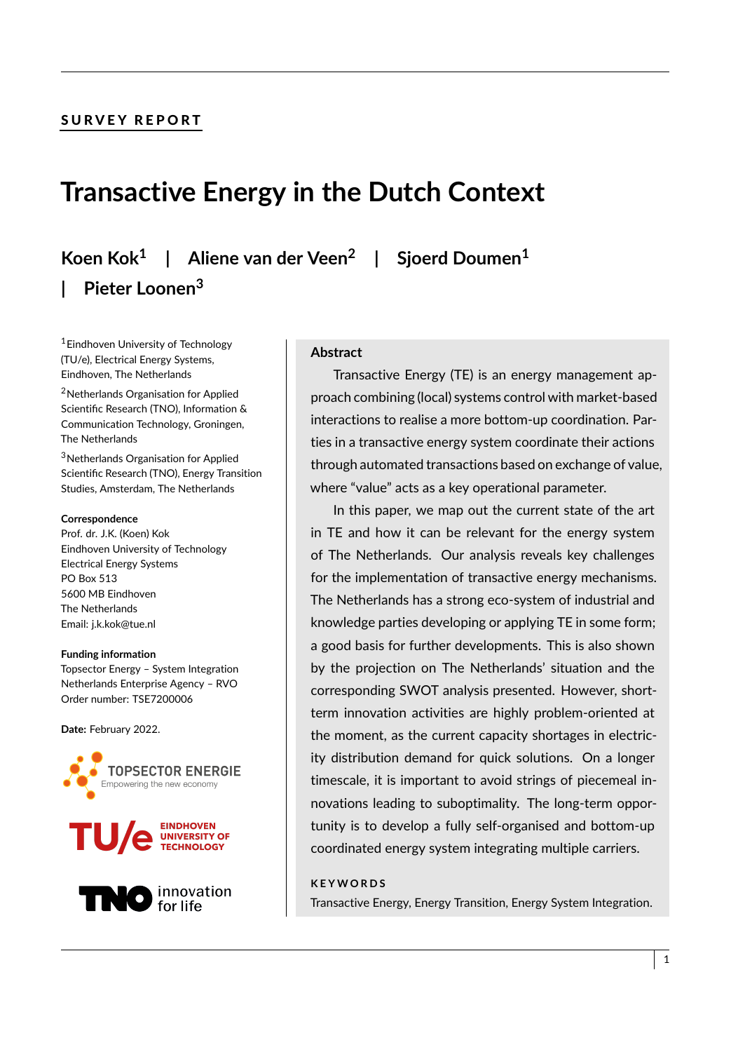SURVEY REPORT

# Transactive Energy in the Dutch Context

**Koen Kok[1] | Aliene van der Veen[2] | Sjoerd Doumen[1] | Pieter Loonen[3]**

[1]Eindhoven University of Technology (TU/e), Electrical Energy Systems, Eindhoven, The Netherlands

[2]Netherlands Organisation for Applied Scientific Research (TNO), Information & Communication Technology, Groningen, The Netherlands

[3]Netherlands Organisation for Applied Scientific Research (TNO), Energy Transition Studies, Amsterdam, The Netherlands

**Correspondence**
Prof. dr. J.K. (Koen) Kok
Eindhoven University of Technology
Electrical Energy Systems
PO Box 513
5600 MB Eindhoven
The Netherlands
Email: j.k.kok@tue.nl

**Funding information**
Topsector Energy – System Integration
Netherlands Enterprise Agency – RVO
Order number: TSE7200006

**Date:** February 2022.

## Abstract

Transactive Energy (TE) is an energy management approach combining (local) systems control with market-based interactions to realise a more bottom-up coordination. Parties in a transactive energy system coordinate their actions through automated transactions based on exchange of value, where “value” acts as a key operational parameter.

In this paper, we map out the current state of the art in TE and how it can be relevant for the energy system of The Netherlands. Our analysis reveals key challenges for the implementation of transactive energy mechanisms. The Netherlands has a strong eco-system of industrial and knowledge parties developing or applying TE in some form; a good basis for further developments. This is also shown by the projection on The Netherlands' situation and the corresponding SWOT analysis presented. However, short-term innovation activities are highly problem-oriented at the moment, as the current capacity shortages in electricity distribution demand for quick solutions. On a longer timescale, it is important to avoid strings of piecemeal innovations leading to suboptimality. The long-term opportunity is to develop a fully self-organised and bottom-up coordinated energy system integrating multiple carriers.

**KEYWORDS**

Transactive Energy, Energy Transition, Energy System Integration.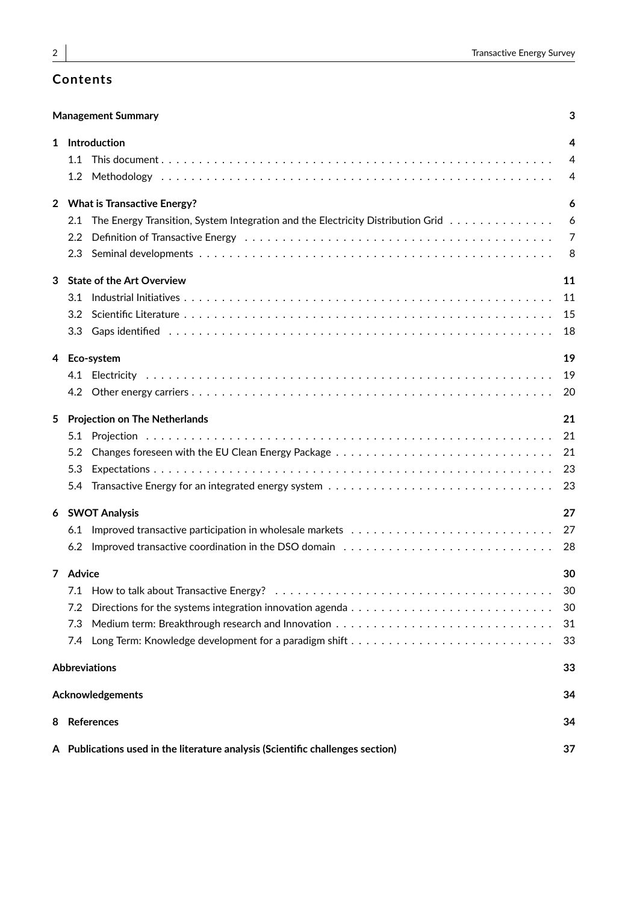## Contents

**Management Summary** 3

**1 Introduction** 4

- 1.1 This document 4
- 1.2 Methodology 4

**2 What is Transactive Energy?** 6

- 2.1 The Energy Transition, System Integration and the Electricity Distribution Grid 6
- 2.2 Definition of Transactive Energy 7
- 2.3 Seminal developments 8

**3 State of the Art Overview** 11

- 3.1 Industrial Initiatives 11
- 3.2 Scientific Literature 15
- 3.3 Gaps identified 18

**4 Eco-system** 19

- 4.1 Electricity 19
- 4.2 Other energy carriers 20

**5 Projection on The Netherlands** 21

- 5.1 Projection 21
- 5.2 Changes foreseen with the EU Clean Energy Package 21
- 5.3 Expectations 23
- 5.4 Transactive Energy for an integrated energy system 23

**6 SWOT Analysis** 27

- 6.1 Improved transactive participation in wholesale markets 27
- 6.2 Improved transactive coordination in the DSO domain 28

**7 Advice** 30

- 7.1 How to talk about Transactive Energy? 30
- 7.2 Directions for the systems integration innovation agenda 30
- 7.3 Medium term: Breakthrough research and Innovation 31
- 7.4 Long Term: Knowledge development for a paradigm shift 33

**Abbreviations** 33

**Acknowledgements** 34

**8 References** 34

**A Publications used in the literature analysis (Scientific challenges section)** 37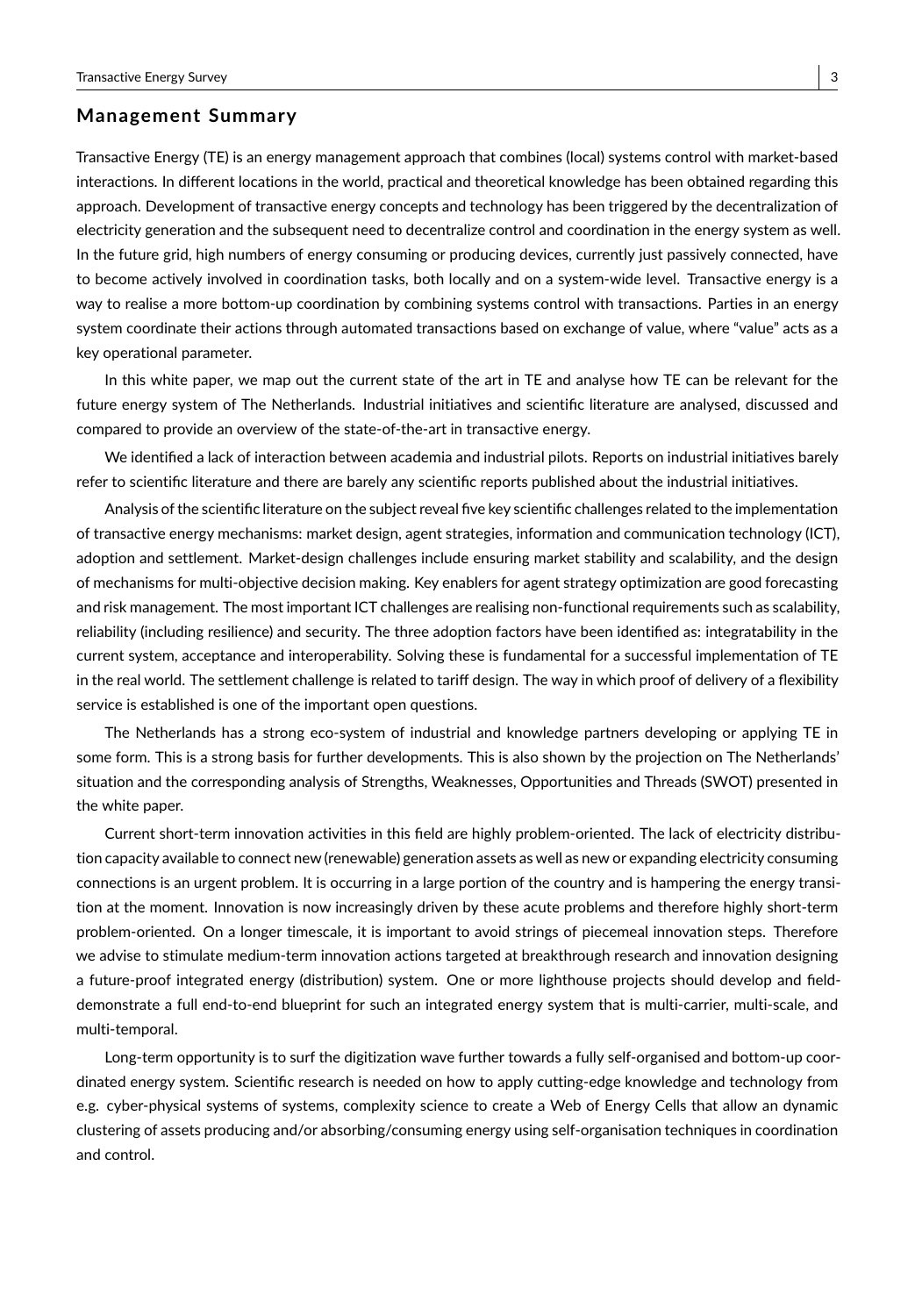## Management Summary

Transactive Energy (TE) is an energy management approach that combines (local) systems control with market-based interactions. In different locations in the world, practical and theoretical knowledge has been obtained regarding this approach. Development of transactive energy concepts and technology has been triggered by the decentralization of electricity generation and the subsequent need to decentralize control and coordination in the energy system as well. In the future grid, high numbers of energy consuming or producing devices, currently just passively connected, have to become actively involved in coordination tasks, both locally and on a system-wide level. Transactive energy is a way to realise a more bottom-up coordination by combining systems control with transactions. Parties in an energy system coordinate their actions through automated transactions based on exchange of value, where "value" acts as a key operational parameter.

In this white paper, we map out the current state of the art in TE and analyse how TE can be relevant for the future energy system of The Netherlands. Industrial initiatives and scientific literature are analysed, discussed and compared to provide an overview of the state-of-the-art in transactive energy.

We identified a lack of interaction between academia and industrial pilots. Reports on industrial initiatives barely refer to scientific literature and there are barely any scientific reports published about the industrial initiatives.

Analysis of the scientific literature on the subject reveal five key scientific challenges related to the implementation of transactive energy mechanisms: market design, agent strategies, information and communication technology (ICT), adoption and settlement. Market-design challenges include ensuring market stability and scalability, and the design of mechanisms for multi-objective decision making. Key enablers for agent strategy optimization are good forecasting and risk management. The most important ICT challenges are realising non-functional requirements such as scalability, reliability (including resilience) and security. The three adoption factors have been identified as: integratability in the current system, acceptance and interoperability. Solving these is fundamental for a successful implementation of TE in the real world. The settlement challenge is related to tariff design. The way in which proof of delivery of a flexibility service is established is one of the important open questions.

The Netherlands has a strong eco-system of industrial and knowledge partners developing or applying TE in some form. This is a strong basis for further developments. This is also shown by the projection on The Netherlands' situation and the corresponding analysis of Strengths, Weaknesses, Opportunities and Threads (SWOT) presented in the white paper.

Current short-term innovation activities in this field are highly problem-oriented. The lack of electricity distribution capacity available to connect new (renewable) generation assets as well as new or expanding electricity consuming connections is an urgent problem. It is occurring in a large portion of the country and is hampering the energy transition at the moment. Innovation is now increasingly driven by these acute problems and therefore highly short-term problem-oriented. On a longer timescale, it is important to avoid strings of piecemeal innovation steps. Therefore we advise to stimulate medium-term innovation actions targeted at breakthrough research and innovation designing a future-proof integrated energy (distribution) system. One or more lighthouse projects should develop and field-demonstrate a full end-to-end blueprint for such an integrated energy system that is multi-carrier, multi-scale, and multi-temporal.

Long-term opportunity is to surf the digitization wave further towards a fully self-organised and bottom-up coordinated energy system. Scientific research is needed on how to apply cutting-edge knowledge and technology from e.g. cyber-physical systems of systems, complexity science to create a Web of Energy Cells that allow an dynamic clustering of assets producing and/or absorbing/consuming energy using self-organisation techniques in coordination and control.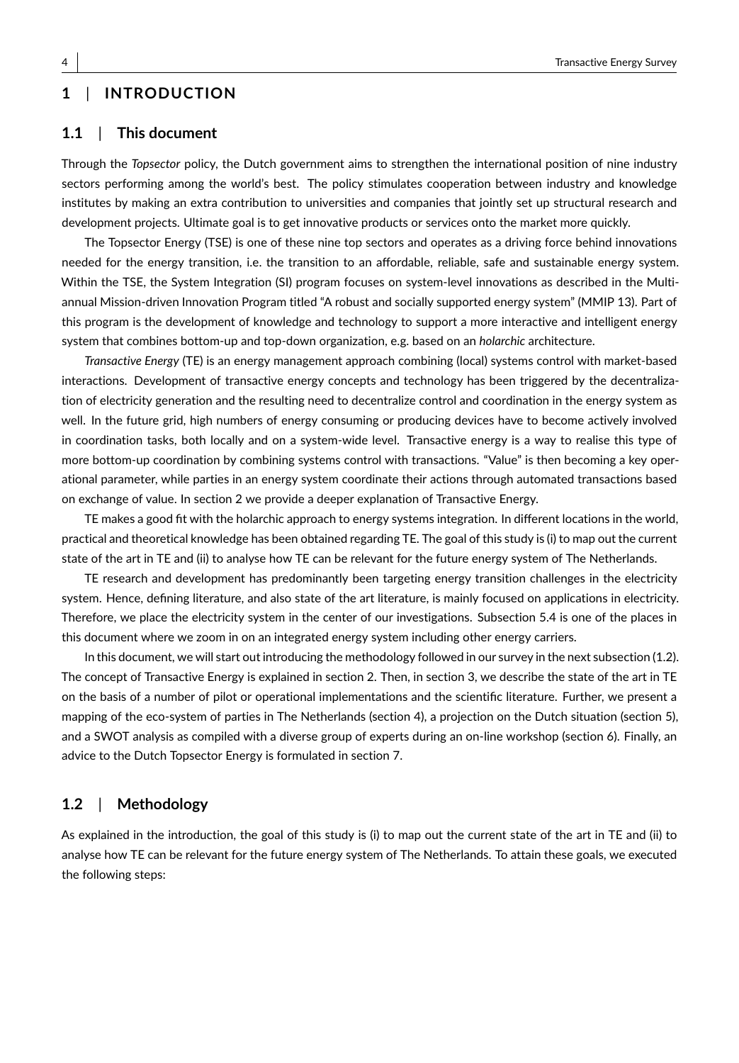# 1 | INTRODUCTION

## 1.1 | This document

Through the *Topsector* policy, the Dutch government aims to strengthen the international position of nine industry sectors performing among the world's best. The policy stimulates cooperation between industry and knowledge institutes by making an extra contribution to universities and companies that jointly set up structural research and development projects. Ultimate goal is to get innovative products or services onto the market more quickly.

The Topsector Energy (TSE) is one of these nine top sectors and operates as a driving force behind innovations needed for the energy transition, i.e. the transition to an affordable, reliable, safe and sustainable energy system. Within the TSE, the System Integration (SI) program focuses on system-level innovations as described in the Multi-annual Mission-driven Innovation Program titled "A robust and socially supported energy system" (MMIP 13). Part of this program is the development of knowledge and technology to support a more interactive and intelligent energy system that combines bottom-up and top-down organization, e.g. based on an *holarchic* architecture.

*Transactive Energy* (TE) is an energy management approach combining (local) systems control with market-based interactions. Development of transactive energy concepts and technology has been triggered by the decentralization of electricity generation and the resulting need to decentralize control and coordination in the energy system as well. In the future grid, high numbers of energy consuming or producing devices have to become actively involved in coordination tasks, both locally and on a system-wide level. Transactive energy is a way to realise this type of more bottom-up coordination by combining systems control with transactions. "Value" is then becoming a key operational parameter, while parties in an energy system coordinate their actions through automated transactions based on exchange of value. In section 2 we provide a deeper explanation of Transactive Energy.

TE makes a good fit with the holarchic approach to energy systems integration. In different locations in the world, practical and theoretical knowledge has been obtained regarding TE. The goal of this study is (i) to map out the current state of the art in TE and (ii) to analyse how TE can be relevant for the future energy system of The Netherlands.

TE research and development has predominantly been targeting energy transition challenges in the electricity system. Hence, defining literature, and also state of the art literature, is mainly focused on applications in electricity. Therefore, we place the electricity system in the center of our investigations. Subsection 5.4 is one of the places in this document where we zoom in on an integrated energy system including other energy carriers.

In this document, we will start out introducing the methodology followed in our survey in the next subsection (1.2). The concept of Transactive Energy is explained in section 2. Then, in section 3, we describe the state of the art in TE on the basis of a number of pilot or operational implementations and the scientific literature. Further, we present a mapping of the eco-system of parties in The Netherlands (section 4), a projection on the Dutch situation (section 5), and a SWOT analysis as compiled with a diverse group of experts during an on-line workshop (section 6). Finally, an advice to the Dutch Topsector Energy is formulated in section 7.

## 1.2 | Methodology

As explained in the introduction, the goal of this study is (i) to map out the current state of the art in TE and (ii) to analyse how TE can be relevant for the future energy system of The Netherlands. To attain these goals, we executed the following steps: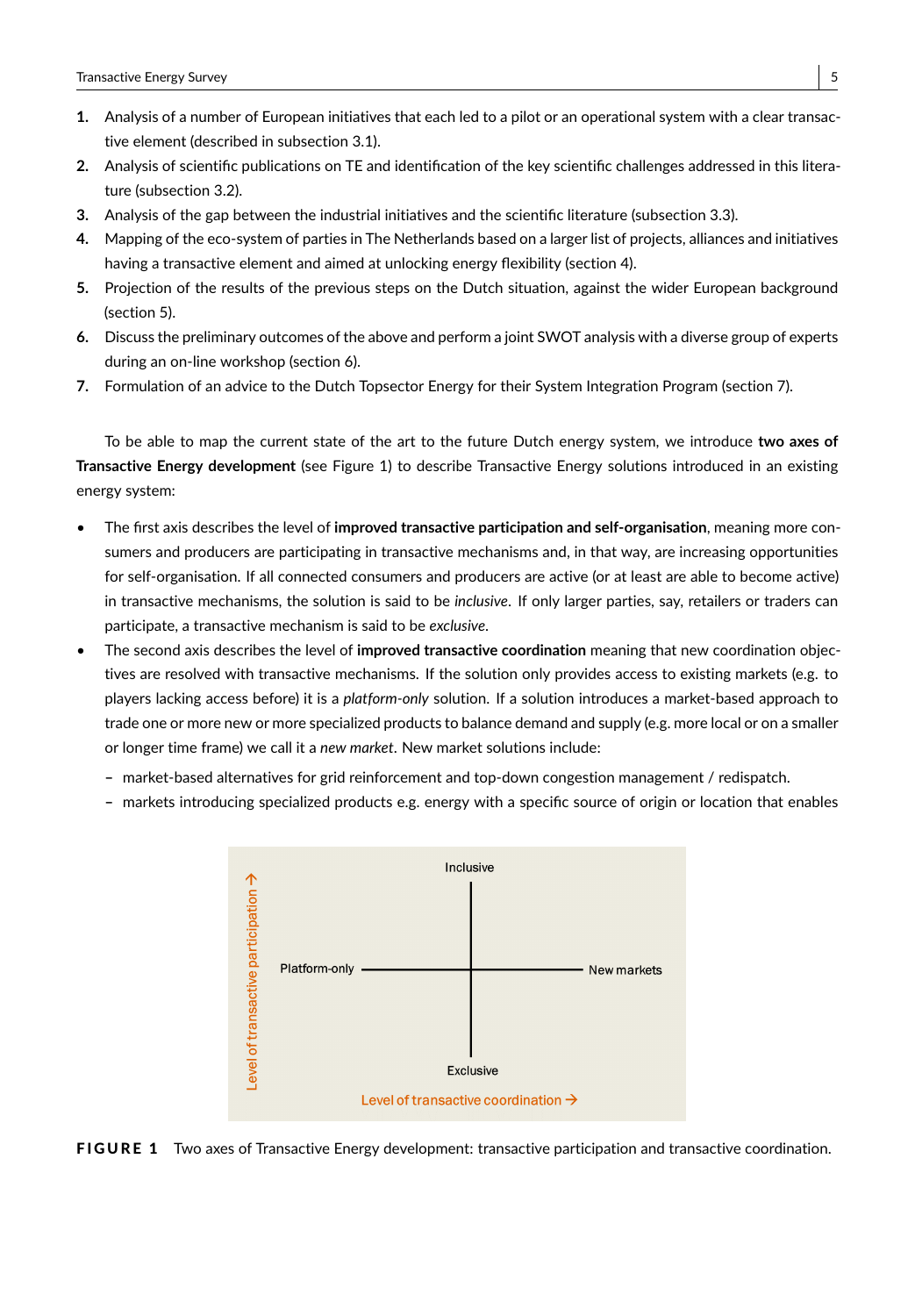1. Analysis of a number of European initiatives that each led to a pilot or an operational system with a clear transactive element (described in subsection 3.1).
2. Analysis of scientific publications on TE and identification of the key scientific challenges addressed in this literature (subsection 3.2).
3. Analysis of the gap between the industrial initiatives and the scientific literature (subsection 3.3).
4. Mapping of the eco-system of parties in The Netherlands based on a larger list of projects, alliances and initiatives having a transactive element and aimed at unlocking energy flexibility (section 4).
5. Projection of the results of the previous steps on the Dutch situation, against the wider European background (section 5).
6. Discuss the preliminary outcomes of the above and perform a joint SWOT analysis with a diverse group of experts during an on-line workshop (section 6).
7. Formulation of an advice to the Dutch Topsector Energy for their System Integration Program (section 7).

To be able to map the current state of the art to the future Dutch energy system, we introduce **two axes of Transactive Energy development** (see Figure 1) to describe Transactive Energy solutions introduced in an existing energy system:

- The first axis describes the level of **improved transactive participation and self-organisation**, meaning more consumers and producers are participating in transactive mechanisms and, in that way, are increasing opportunities for self-organisation. If all connected consumers and producers are active (or at least are able to become active) in transactive mechanisms, the solution is said to be *inclusive*. If only larger parties, say, retailers or traders can participate, a transactive mechanism is said to be *exclusive*.
- The second axis describes the level of **improved transactive coordination** meaning that new coordination objectives are resolved with transactive mechanisms. If the solution only provides access to existing markets (e.g. to players lacking access before) it is a *platform-only* solution. If a solution introduces a market-based approach to trade one or more new or more specialized products to balance demand and supply (e.g. more local or on a smaller or longer time frame) we call it a *new market*. New market solutions include:
  - market-based alternatives for grid reinforcement and top-down congestion management / redispatch.
  - markets introducing specialized products e.g. energy with a specific source of origin or location that enables

Inclusive

Platform-only — New markets

Exclusive

Level of transactive participation →

Level of transactive coordination →

**FIGURE 1** Two axes of Transactive Energy development: transactive participation and transactive coordination.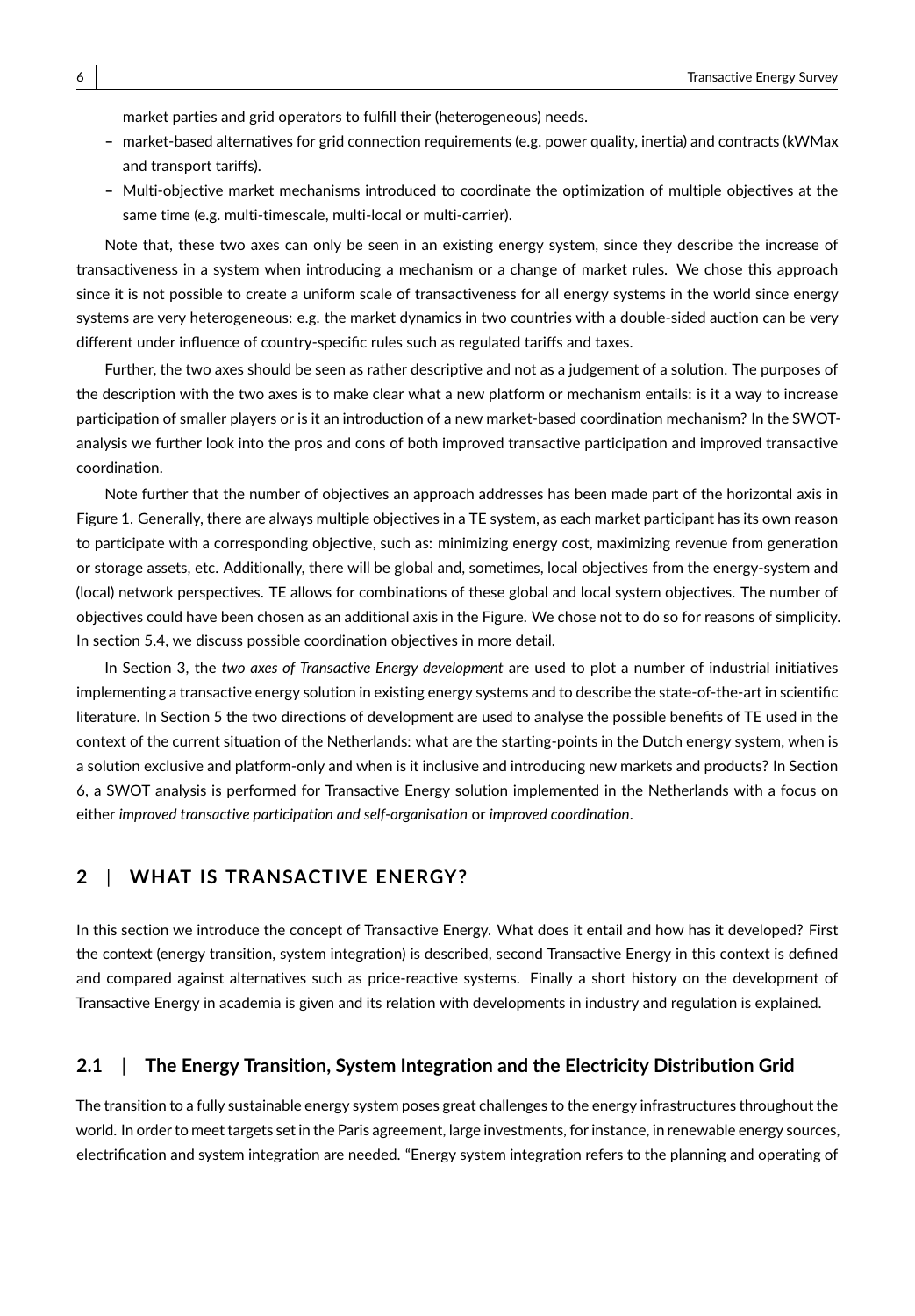market parties and grid operators to fulfill their (heterogeneous) needs.

– market-based alternatives for grid connection requirements (e.g. power quality, inertia) and contracts (kWMax and transport tariffs).
– Multi-objective market mechanisms introduced to coordinate the optimization of multiple objectives at the same time (e.g. multi-timescale, multi-local or multi-carrier).

Note that, these two axes can only be seen in an existing energy system, since they describe the increase of transactiveness in a system when introducing a mechanism or a change of market rules. We chose this approach since it is not possible to create a uniform scale of transactiveness for all energy systems in the world since energy systems are very heterogeneous: e.g. the market dynamics in two countries with a double-sided auction can be very different under influence of country-specific rules such as regulated tariffs and taxes.

Further, the two axes should be seen as rather descriptive and not as a judgement of a solution. The purposes of the description with the two axes is to make clear what a new platform or mechanism entails: is it a way to increase participation of smaller players or is it an introduction of a new market-based coordination mechanism? In the SWOT-analysis we further look into the pros and cons of both improved transactive participation and improved transactive coordination.

Note further that the number of objectives an approach addresses has been made part of the horizontal axis in Figure 1. Generally, there are always multiple objectives in a TE system, as each market participant has its own reason to participate with a corresponding objective, such as: minimizing energy cost, maximizing revenue from generation or storage assets, etc. Additionally, there will be global and, sometimes, local objectives from the energy-system and (local) network perspectives. TE allows for combinations of these global and local system objectives. The number of objectives could have been chosen as an additional axis in the Figure. We chose not to do so for reasons of simplicity. In section 5.4, we discuss possible coordination objectives in more detail.

In Section 3, the *two axes of Transactive Energy development* are used to plot a number of industrial initiatives implementing a transactive energy solution in existing energy systems and to describe the state-of-the-art in scientific literature. In Section 5 the two directions of development are used to analyse the possible benefits of TE used in the context of the current situation of the Netherlands: what are the starting-points in the Dutch energy system, when is a solution exclusive and platform-only and when is it inclusive and introducing new markets and products? In Section 6, a SWOT analysis is performed for Transactive Energy solution implemented in the Netherlands with a focus on either *improved transactive participation and self-organisation* or *improved coordination*.

## 2 | WHAT IS TRANSACTIVE ENERGY?

In this section we introduce the concept of Transactive Energy. What does it entail and how has it developed? First the context (energy transition, system integration) is described, second Transactive Energy in this context is defined and compared against alternatives such as price-reactive systems. Finally a short history on the development of Transactive Energy in academia is given and its relation with developments in industry and regulation is explained.

### 2.1 | The Energy Transition, System Integration and the Electricity Distribution Grid

The transition to a fully sustainable energy system poses great challenges to the energy infrastructures throughout the world. In order to meet targets set in the Paris agreement, large investments, for instance, in renewable energy sources, electrification and system integration are needed. "Energy system integration refers to the planning and operating of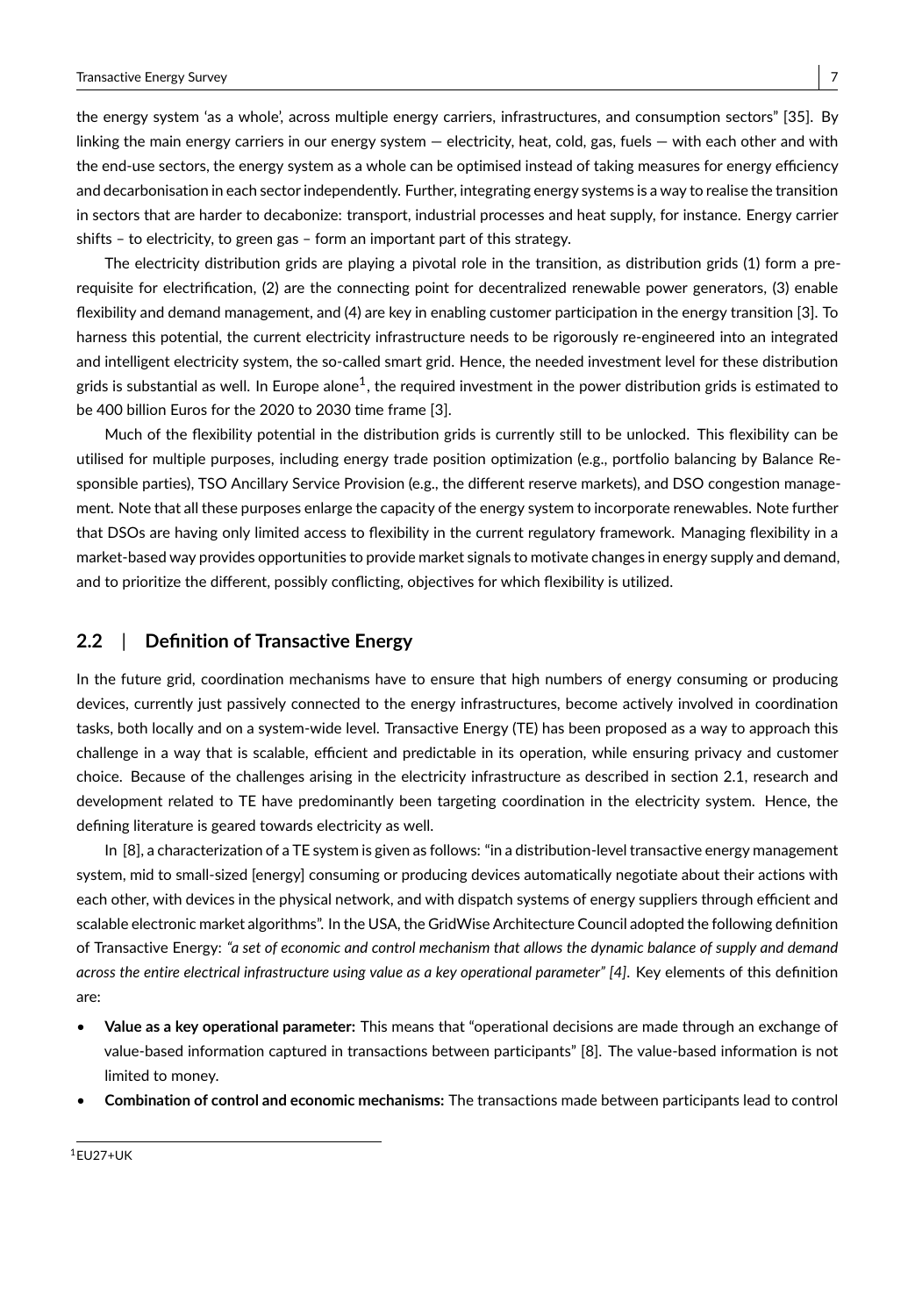the energy system 'as a whole', across multiple energy carriers, infrastructures, and consumption sectors" [35]. By linking the main energy carriers in our energy system — electricity, heat, cold, gas, fuels — with each other and with the end-use sectors, the energy system as a whole can be optimised instead of taking measures for energy efficiency and decarbonisation in each sector independently. Further, integrating energy systems is a way to realise the transition in sectors that are harder to decabonize: transport, industrial processes and heat supply, for instance. Energy carrier shifts – to electricity, to green gas – form an important part of this strategy.

The electricity distribution grids are playing a pivotal role in the transition, as distribution grids (1) form a pre-requisite for electrification, (2) are the connecting point for decentralized renewable power generators, (3) enable flexibility and demand management, and (4) are key in enabling customer participation in the energy transition [3]. To harness this potential, the current electricity infrastructure needs to be rigorously re-engineered into an integrated and intelligent electricity system, the so-called smart grid. Hence, the needed investment level for these distribution grids is substantial as well. In Europe alone[1], the required investment in the power distribution grids is estimated to be 400 billion Euros for the 2020 to 2030 time frame [3].

Much of the flexibility potential in the distribution grids is currently still to be unlocked. This flexibility can be utilised for multiple purposes, including energy trade position optimization (e.g., portfolio balancing by Balance Responsible parties), TSO Ancillary Service Provision (e.g., the different reserve markets), and DSO congestion management. Note that all these purposes enlarge the capacity of the energy system to incorporate renewables. Note further that DSOs are having only limited access to flexibility in the current regulatory framework. Managing flexibility in a market-based way provides opportunities to provide market signals to motivate changes in energy supply and demand, and to prioritize the different, possibly conflicting, objectives for which flexibility is utilized.

## 2.2 | Definition of Transactive Energy

In the future grid, coordination mechanisms have to ensure that high numbers of energy consuming or producing devices, currently just passively connected to the energy infrastructures, become actively involved in coordination tasks, both locally and on a system-wide level. Transactive Energy (TE) has been proposed as a way to approach this challenge in a way that is scalable, efficient and predictable in its operation, while ensuring privacy and customer choice. Because of the challenges arising in the electricity infrastructure as described in section 2.1, research and development related to TE have predominantly been targeting coordination in the electricity system. Hence, the defining literature is geared towards electricity as well.

In [8], a characterization of a TE system is given as follows: "in a distribution-level transactive energy management system, mid to small-sized [energy] consuming or producing devices automatically negotiate about their actions with each other, with devices in the physical network, and with dispatch systems of energy suppliers through efficient and scalable electronic market algorithms". In the USA, the GridWise Architecture Council adopted the following definition of Transactive Energy: *"a set of economic and control mechanism that allows the dynamic balance of supply and demand across the entire electrical infrastructure using value as a key operational parameter" [4]*. Key elements of this definition are:

- **Value as a key operational parameter:** This means that "operational decisions are made through an exchange of value-based information captured in transactions between participants" [8]. The value-based information is not limited to money.
- **Combination of control and economic mechanisms:** The transactions made between participants lead to control

[1] EU27+UK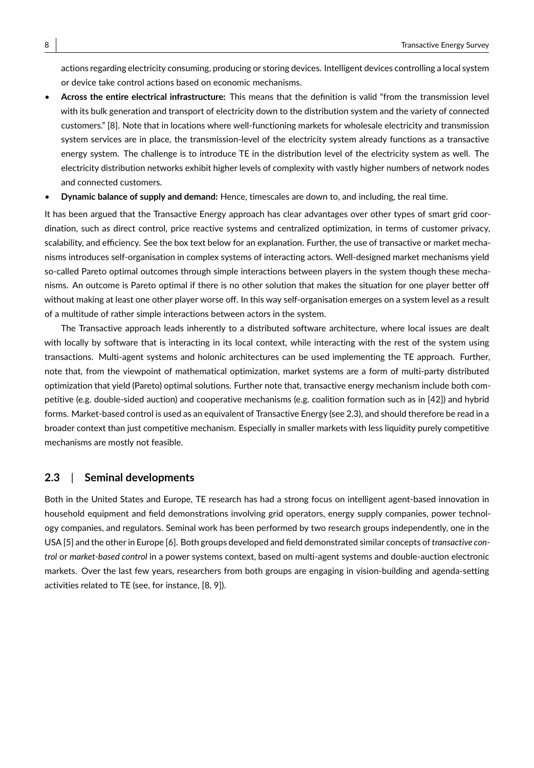actions regarding electricity consuming, producing or storing devices. Intelligent devices controlling a local system or device take control actions based on economic mechanisms.

- **Across the entire electrical infrastructure:** This means that the definition is valid "from the transmission level with its bulk generation and transport of electricity down to the distribution system and the variety of connected customers." [8]. Note that in locations where well-functioning markets for wholesale electricity and transmission system services are in place, the transmission-level of the electricity system already functions as a transactive energy system. The challenge is to introduce TE in the distribution level of the electricity system as well. The electricity distribution networks exhibit higher levels of complexity with vastly higher numbers of network nodes and connected customers.
- **Dynamic balance of supply and demand:** Hence, timescales are down to, and including, the real time.

It has been argued that the Transactive Energy approach has clear advantages over other types of smart grid coordination, such as direct control, price reactive systems and centralized optimization, in terms of customer privacy, scalability, and efficiency. See the box text below for an explanation. Further, the use of transactive or market mechanisms introduces self-organisation in complex systems of interacting actors. Well-designed market mechanisms yield so-called Pareto optimal outcomes through simple interactions between players in the system though these mechanisms. An outcome is Pareto optimal if there is no other solution that makes the situation for one player better off without making at least one other player worse off. In this way self-organisation emerges on a system level as a result of a multitude of rather simple interactions between actors in the system.

The Transactive approach leads inherently to a distributed software architecture, where local issues are dealt with locally by software that is interacting in its local context, while interacting with the rest of the system using transactions. Multi-agent systems and holonic architectures can be used implementing the TE approach. Further, note that, from the viewpoint of mathematical optimization, market systems are a form of multi-party distributed optimization that yield (Pareto) optimal solutions. Further note that, transactive energy mechanism include both competitive (e.g. double-sided auction) and cooperative mechanisms (e.g. coalition formation such as in [42]) and hybrid forms. Market-based control is used as an equivalent of Transactive Energy (see 2.3), and should therefore be read in a broader context than just competitive mechanism. Especially in smaller markets with less liquidity purely competitive mechanisms are mostly not feasible.

## 2.3 | Seminal developments

Both in the United States and Europe, TE research has had a strong focus on intelligent agent-based innovation in household equipment and field demonstrations involving grid operators, energy supply companies, power technology companies, and regulators. Seminal work has been performed by two research groups independently, one in the USA [5] and the other in Europe [6]. Both groups developed and field demonstrated similar concepts of *transactive control* or *market-based control* in a power systems context, based on multi-agent systems and double-auction electronic markets. Over the last few years, researchers from both groups are engaging in vision-building and agenda-setting activities related to TE (see, for instance, [8, 9]).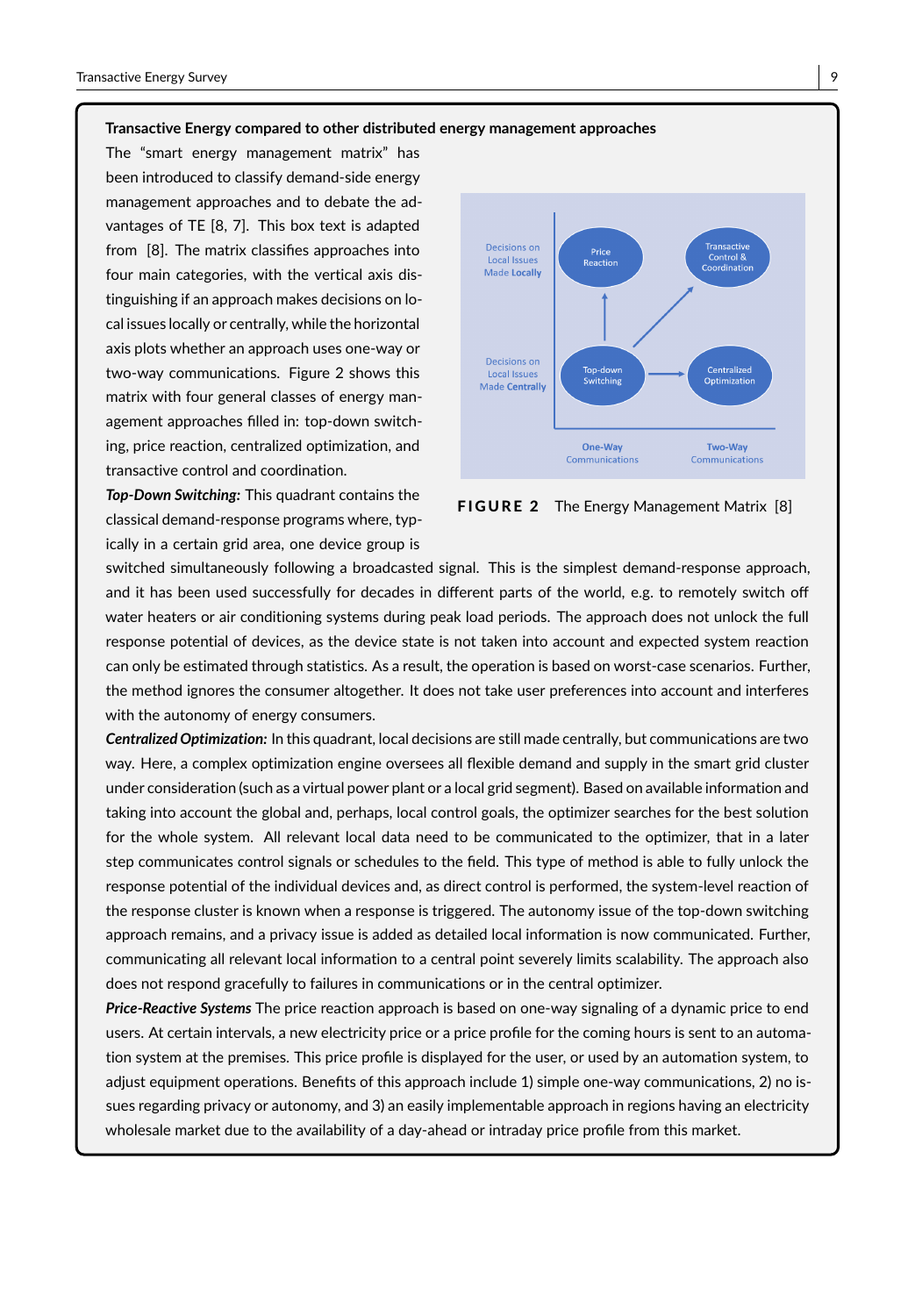**Transactive Energy compared to other distributed energy management approaches**

The "smart energy management matrix" has been introduced to classify demand-side energy management approaches and to debate the advantages of TE [8, 7]. This box text is adapted from [8]. The matrix classifies approaches into four main categories, with the vertical axis distinguishing if an approach makes decisions on local issues locally or centrally, while the horizontal axis plots whether an approach uses one-way or two-way communications. Figure 2 shows this matrix with four general classes of energy management approaches filled in: top-down switching, price reaction, centralized optimization, and transactive control and coordination.

**FIGURE 2** The Energy Management Matrix [8]

***Top-Down Switching:*** This quadrant contains the classical demand-response programs where, typically in a certain grid area, one device group is switched simultaneously following a broadcasted signal. This is the simplest demand-response approach, and it has been used successfully for decades in different parts of the world, e.g. to remotely switch off water heaters or air conditioning systems during peak load periods. The approach does not unlock the full response potential of devices, as the device state is not taken into account and expected system reaction can only be estimated through statistics. As a result, the operation is based on worst-case scenarios. Further, the method ignores the consumer altogether. It does not take user preferences into account and interferes with the autonomy of energy consumers.

***Centralized Optimization:*** In this quadrant, local decisions are still made centrally, but communications are two way. Here, a complex optimization engine oversees all flexible demand and supply in the smart grid cluster under consideration (such as a virtual power plant or a local grid segment). Based on available information and taking into account the global and, perhaps, local control goals, the optimizer searches for the best solution for the whole system. All relevant local data need to be communicated to the optimizer, that in a later step communicates control signals or schedules to the field. This type of method is able to fully unlock the response potential of the individual devices and, as direct control is performed, the system-level reaction of the response cluster is known when a response is triggered. The autonomy issue of the top-down switching approach remains, and a privacy issue is added as detailed local information is now communicated. Further, communicating all relevant local information to a central point severely limits scalability. The approach also does not respond gracefully to failures in communications or in the central optimizer.

***Price-Reactive Systems*** The price reaction approach is based on one-way signaling of a dynamic price to end users. At certain intervals, a new electricity price or a price profile for the coming hours is sent to an automation system at the premises. This price profile is displayed for the user, or used by an automation system, to adjust equipment operations. Benefits of this approach include 1) simple one-way communications, 2) no issues regarding privacy or autonomy, and 3) an easily implementable approach in regions having an electricity wholesale market due to the availability of a day-ahead or intraday price profile from this market.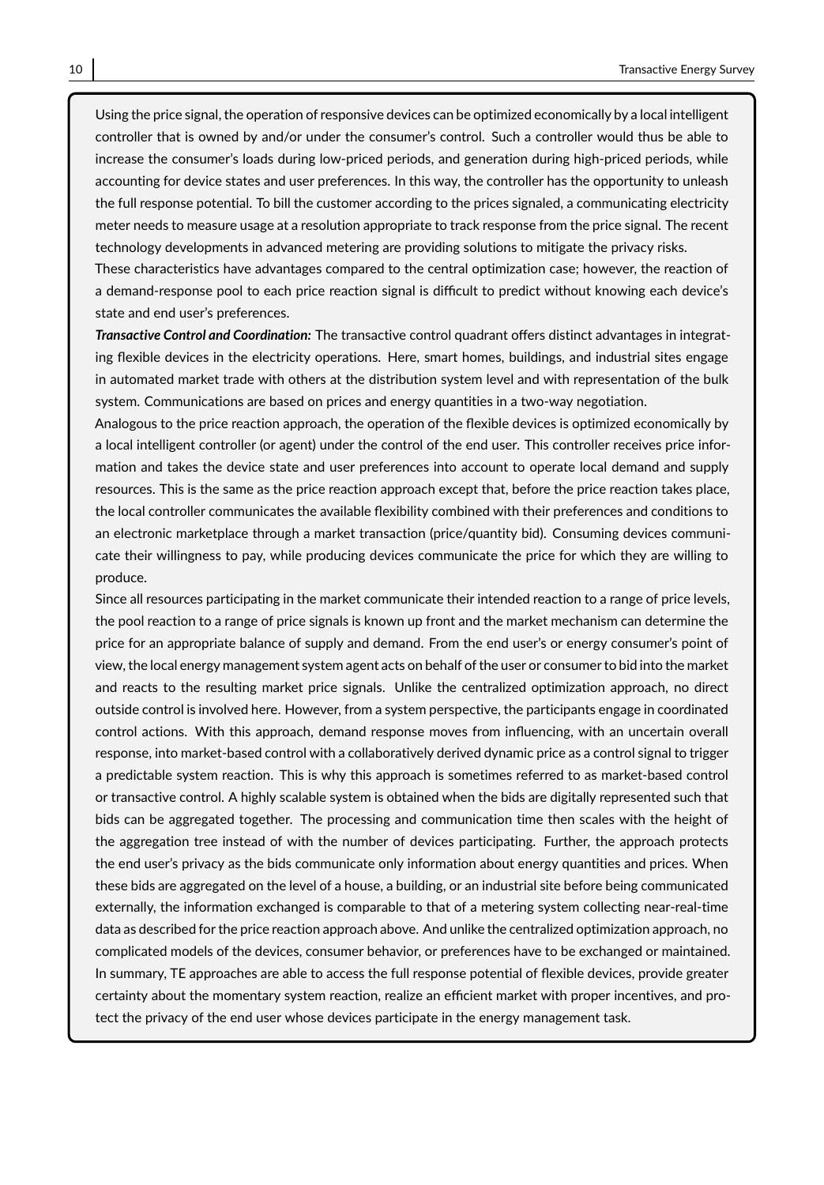Using the price signal, the operation of responsive devices can be optimized economically by a local intelligent controller that is owned by and/or under the consumer's control. Such a controller would thus be able to increase the consumer's loads during low-priced periods, and generation during high-priced periods, while accounting for device states and user preferences. In this way, the controller has the opportunity to unleash the full response potential. To bill the customer according to the prices signaled, a communicating electricity meter needs to measure usage at a resolution appropriate to track response from the price signal. The recent technology developments in advanced metering are providing solutions to mitigate the privacy risks.

These characteristics have advantages compared to the central optimization case; however, the reaction of a demand-response pool to each price reaction signal is difficult to predict without knowing each device's state and end user's preferences.

***Transactive Control and Coordination:*** The transactive control quadrant offers distinct advantages in integrating flexible devices in the electricity operations. Here, smart homes, buildings, and industrial sites engage in automated market trade with others at the distribution system level and with representation of the bulk system. Communications are based on prices and energy quantities in a two-way negotiation.

Analogous to the price reaction approach, the operation of the flexible devices is optimized economically by a local intelligent controller (or agent) under the control of the end user. This controller receives price information and takes the device state and user preferences into account to operate local demand and supply resources. This is the same as the price reaction approach except that, before the price reaction takes place, the local controller communicates the available flexibility combined with their preferences and conditions to an electronic marketplace through a market transaction (price/quantity bid). Consuming devices communicate their willingness to pay, while producing devices communicate the price for which they are willing to produce.

Since all resources participating in the market communicate their intended reaction to a range of price levels, the pool reaction to a range of price signals is known up front and the market mechanism can determine the price for an appropriate balance of supply and demand. From the end user's or energy consumer's point of view, the local energy management system agent acts on behalf of the user or consumer to bid into the market and reacts to the resulting market price signals. Unlike the centralized optimization approach, no direct outside control is involved here. However, from a system perspective, the participants engage in coordinated control actions. With this approach, demand response moves from influencing, with an uncertain overall response, into market-based control with a collaboratively derived dynamic price as a control signal to trigger a predictable system reaction. This is why this approach is sometimes referred to as market-based control or transactive control. A highly scalable system is obtained when the bids are digitally represented such that bids can be aggregated together. The processing and communication time then scales with the height of the aggregation tree instead of with the number of devices participating. Further, the approach protects the end user's privacy as the bids communicate only information about energy quantities and prices. When these bids are aggregated on the level of a house, a building, or an industrial site before being communicated externally, the information exchanged is comparable to that of a metering system collecting near-real-time data as described for the price reaction approach above. And unlike the centralized optimization approach, no complicated models of the devices, consumer behavior, or preferences have to be exchanged or maintained. In summary, TE approaches are able to access the full response potential of flexible devices, provide greater certainty about the momentary system reaction, realize an efficient market with proper incentives, and protect the privacy of the end user whose devices participate in the energy management task.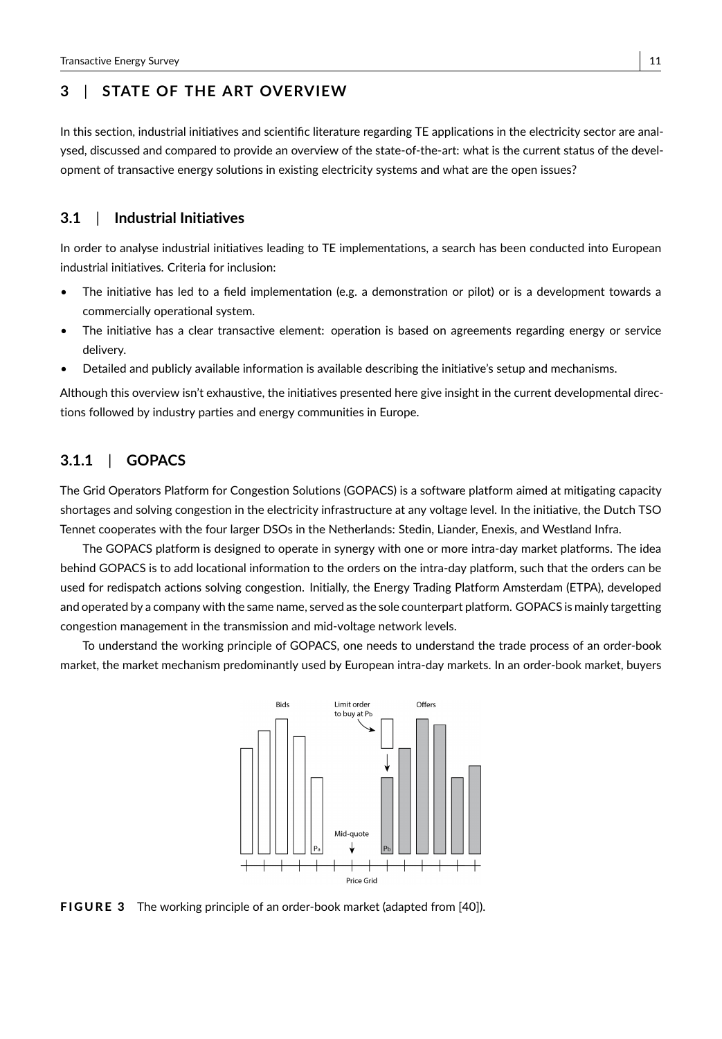## 3 | STATE OF THE ART OVERVIEW

In this section, industrial initiatives and scientific literature regarding TE applications in the electricity sector are analysed, discussed and compared to provide an overview of the state-of-the-art: what is the current status of the development of transactive energy solutions in existing electricity systems and what are the open issues?

### 3.1 | Industrial Initiatives

In order to analyse industrial initiatives leading to TE implementations, a search has been conducted into European industrial initiatives. Criteria for inclusion:

- The initiative has led to a field implementation (e.g. a demonstration or pilot) or is a development towards a commercially operational system.
- The initiative has a clear transactive element: operation is based on agreements regarding energy or service delivery.
- Detailed and publicly available information is available describing the initiative's setup and mechanisms.

Although this overview isn't exhaustive, the initiatives presented here give insight in the current developmental directions followed by industry parties and energy communities in Europe.

#### 3.1.1 | GOPACS

The Grid Operators Platform for Congestion Solutions (GOPACS) is a software platform aimed at mitigating capacity shortages and solving congestion in the electricity infrastructure at any voltage level. In the initiative, the Dutch TSO Tennet cooperates with the four larger DSOs in the Netherlands: Stedin, Liander, Enexis, and Westland Infra.

The GOPACS platform is designed to operate in synergy with one or more intra-day market platforms. The idea behind GOPACS is to add locational information to the orders on the intra-day platform, such that the orders can be used for redispatch actions solving congestion. Initially, the Energy Trading Platform Amsterdam (ETPA), developed and operated by a company with the same name, served as the sole counterpart platform. GOPACS is mainly targetting congestion management in the transmission and mid-voltage network levels.

To understand the working principle of GOPACS, one needs to understand the trade process of an order-book market, the market mechanism predominantly used by European intra-day markets. In an order-book market, buyers

FIGURE 3 The working principle of an order-book market (adapted from [40]).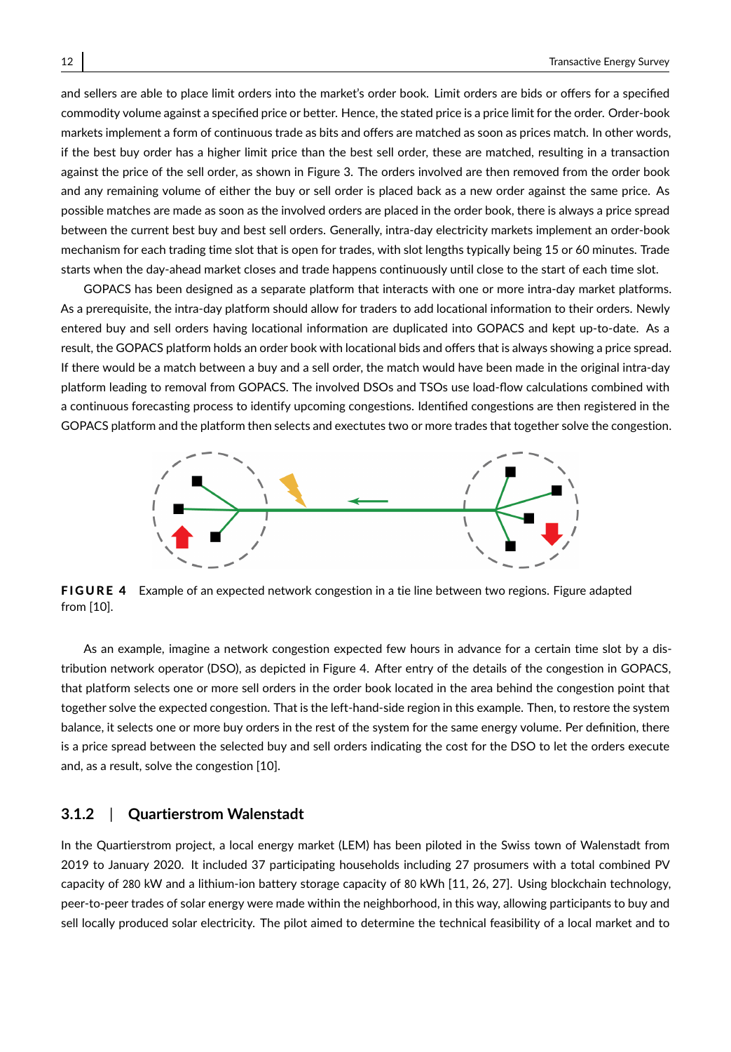and sellers are able to place limit orders into the market's order book. Limit orders are bids or offers for a specified commodity volume against a specified price or better. Hence, the stated price is a price limit for the order. Order-book markets implement a form of continuous trade as bits and offers are matched as soon as prices match. In other words, if the best buy order has a higher limit price than the best sell order, these are matched, resulting in a transaction against the price of the sell order, as shown in Figure 3. The orders involved are then removed from the order book and any remaining volume of either the buy or sell order is placed back as a new order against the same price. As possible matches are made as soon as the involved orders are placed in the order book, there is always a price spread between the current best buy and best sell orders. Generally, intra-day electricity markets implement an order-book mechanism for each trading time slot that is open for trades, with slot lengths typically being 15 or 60 minutes. Trade starts when the day-ahead market closes and trade happens continuously until close to the start of each time slot.

GOPACS has been designed as a separate platform that interacts with one or more intra-day market platforms. As a prerequisite, the intra-day platform should allow for traders to add locational information to their orders. Newly entered buy and sell orders having locational information are duplicated into GOPACS and kept up-to-date. As a result, the GOPACS platform holds an order book with locational bids and offers that is always showing a price spread. If there would be a match between a buy and a sell order, the match would have been made in the original intra-day platform leading to removal from GOPACS. The involved DSOs and TSOs use load-flow calculations combined with a continuous forecasting process to identify upcoming congestions. Identified congestions are then registered in the GOPACS platform and the platform then selects and exectutes two or more trades that together solve the congestion.

**FIGURE 4** Example of an expected network congestion in a tie line between two regions. Figure adapted from [10].

As an example, imagine a network congestion expected few hours in advance for a certain time slot by a distribution network operator (DSO), as depicted in Figure 4. After entry of the details of the congestion in GOPACS, that platform selects one or more sell orders in the order book located in the area behind the congestion point that together solve the expected congestion. That is the left-hand-side region in this example. Then, to restore the system balance, it selects one or more buy orders in the rest of the system for the same energy volume. Per definition, there is a price spread between the selected buy and sell orders indicating the cost for the DSO to let the orders execute and, as a result, solve the congestion [10].

### 3.1.2 | Quartierstrom Walenstadt

In the Quartierstrom project, a local energy market (LEM) has been piloted in the Swiss town of Walenstadt from 2019 to January 2020. It included 37 participating households including 27 prosumers with a total combined PV capacity of 280 kW and a lithium-ion battery storage capacity of 80 kWh [11, 26, 27]. Using blockchain technology, peer-to-peer trades of solar energy were made within the neighborhood, in this way, allowing participants to buy and sell locally produced solar electricity. The pilot aimed to determine the technical feasibility of a local market and to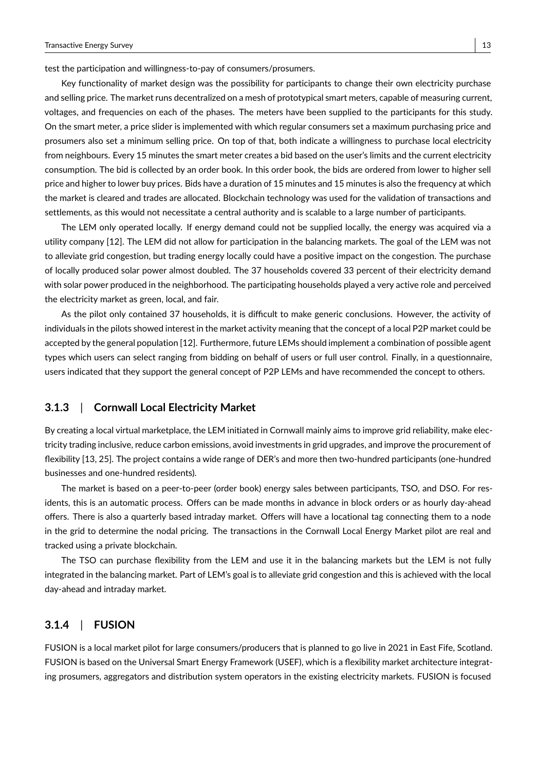test the participation and willingness-to-pay of consumers/prosumers.

Key functionality of market design was the possibility for participants to change their own electricity purchase and selling price. The market runs decentralized on a mesh of prototypical smart meters, capable of measuring current, voltages, and frequencies on each of the phases. The meters have been supplied to the participants for this study. On the smart meter, a price slider is implemented with which regular consumers set a maximum purchasing price and prosumers also set a minimum selling price. On top of that, both indicate a willingness to purchase local electricity from neighbours. Every 15 minutes the smart meter creates a bid based on the user's limits and the current electricity consumption. The bid is collected by an order book. In this order book, the bids are ordered from lower to higher sell price and higher to lower buy prices. Bids have a duration of 15 minutes and 15 minutes is also the frequency at which the market is cleared and trades are allocated. Blockchain technology was used for the validation of transactions and settlements, as this would not necessitate a central authority and is scalable to a large number of participants.

The LEM only operated locally. If energy demand could not be supplied locally, the energy was acquired via a utility company [12]. The LEM did not allow for participation in the balancing markets. The goal of the LEM was not to alleviate grid congestion, but trading energy locally could have a positive impact on the congestion. The purchase of locally produced solar power almost doubled. The 37 households covered 33 percent of their electricity demand with solar power produced in the neighborhood. The participating households played a very active role and perceived the electricity market as green, local, and fair.

As the pilot only contained 37 households, it is difficult to make generic conclusions. However, the activity of individuals in the pilots showed interest in the market activity meaning that the concept of a local P2P market could be accepted by the general population [12]. Furthermore, future LEMs should implement a combination of possible agent types which users can select ranging from bidding on behalf of users or full user control. Finally, in a questionnaire, users indicated that they support the general concept of P2P LEMs and have recommended the concept to others.

### 3.1.3 | Cornwall Local Electricity Market

By creating a local virtual marketplace, the LEM initiated in Cornwall mainly aims to improve grid reliability, make electricity trading inclusive, reduce carbon emissions, avoid investments in grid upgrades, and improve the procurement of flexibility [13, 25]. The project contains a wide range of DER's and more then two-hundred participants (one-hundred businesses and one-hundred residents).

The market is based on a peer-to-peer (order book) energy sales between participants, TSO, and DSO. For residents, this is an automatic process. Offers can be made months in advance in block orders or as hourly day-ahead offers. There is also a quarterly based intraday market. Offers will have a locational tag connecting them to a node in the grid to determine the nodal pricing. The transactions in the Cornwall Local Energy Market pilot are real and tracked using a private blockchain.

The TSO can purchase flexibility from the LEM and use it in the balancing markets but the LEM is not fully integrated in the balancing market. Part of LEM's goal is to alleviate grid congestion and this is achieved with the local day-ahead and intraday market.

### 3.1.4 | FUSION

FUSION is a local market pilot for large consumers/producers that is planned to go live in 2021 in East Fife, Scotland. FUSION is based on the Universal Smart Energy Framework (USEF), which is a flexibility market architecture integrating prosumers, aggregators and distribution system operators in the existing electricity markets. FUSION is focused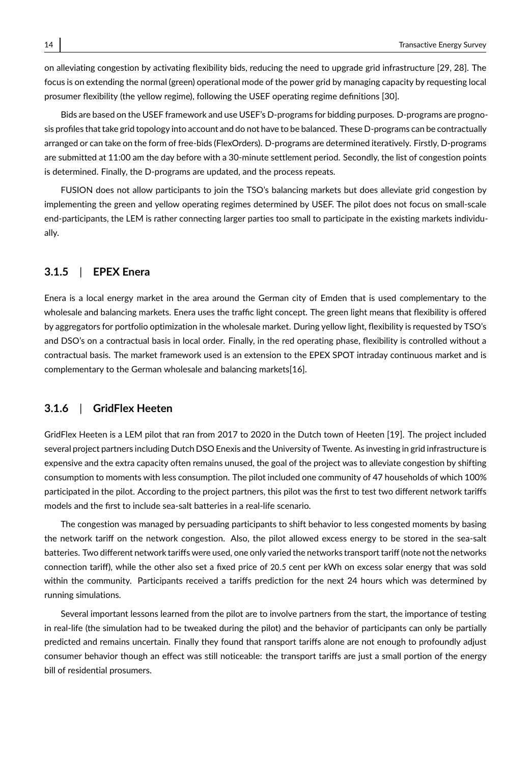on alleviating congestion by activating flexibility bids, reducing the need to upgrade grid infrastructure [29, 28]. The focus is on extending the normal (green) operational mode of the power grid by managing capacity by requesting local prosumer flexibility (the yellow regime), following the USEF operating regime definitions [30].

Bids are based on the USEF framework and use USEF's D-programs for bidding purposes. D-programs are prognosis profiles that take grid topology into account and do not have to be balanced. These D-programs can be contractually arranged or can take on the form of free-bids (FlexOrders). D-programs are determined iteratively. Firstly, D-programs are submitted at 11:00 am the day before with a 30-minute settlement period. Secondly, the list of congestion points is determined. Finally, the D-programs are updated, and the process repeats.

FUSION does not allow participants to join the TSO's balancing markets but does alleviate grid congestion by implementing the green and yellow operating regimes determined by USEF. The pilot does not focus on small-scale end-participants, the LEM is rather connecting larger parties too small to participate in the existing markets individually.

### 3.1.5 | EPEX Enera

Enera is a local energy market in the area around the German city of Emden that is used complementary to the wholesale and balancing markets. Enera uses the traffic light concept. The green light means that flexibility is offered by aggregators for portfolio optimization in the wholesale market. During yellow light, flexibility is requested by TSO's and DSO's on a contractual basis in local order. Finally, in the red operating phase, flexibility is controlled without a contractual basis. The market framework used is an extension to the EPEX SPOT intraday continuous market and is complementary to the German wholesale and balancing markets[16].

### 3.1.6 | GridFlex Heeten

GridFlex Heeten is a LEM pilot that ran from 2017 to 2020 in the Dutch town of Heeten [19]. The project included several project partners including Dutch DSO Enexis and the University of Twente. As investing in grid infrastructure is expensive and the extra capacity often remains unused, the goal of the project was to alleviate congestion by shifting consumption to moments with less consumption. The pilot included one community of 47 households of which 100% participated in the pilot. According to the project partners, this pilot was the first to test two different network tariffs models and the first to include sea-salt batteries in a real-life scenario.

The congestion was managed by persuading participants to shift behavior to less congested moments by basing the network tariff on the network congestion. Also, the pilot allowed excess energy to be stored in the sea-salt batteries. Two different network tariffs were used, one only varied the networks transport tariff (note not the networks connection tariff), while the other also set a fixed price of 20.5 cent per kWh on excess solar energy that was sold within the community. Participants received a tariffs prediction for the next 24 hours which was determined by running simulations.

Several important lessons learned from the pilot are to involve partners from the start, the importance of testing in real-life (the simulation had to be tweaked during the pilot) and the behavior of participants can only be partially predicted and remains uncertain. Finally they found that ransport tariffs alone are not enough to profoundly adjust consumer behavior though an effect was still noticeable: the transport tariffs are just a small portion of the energy bill of residential prosumers.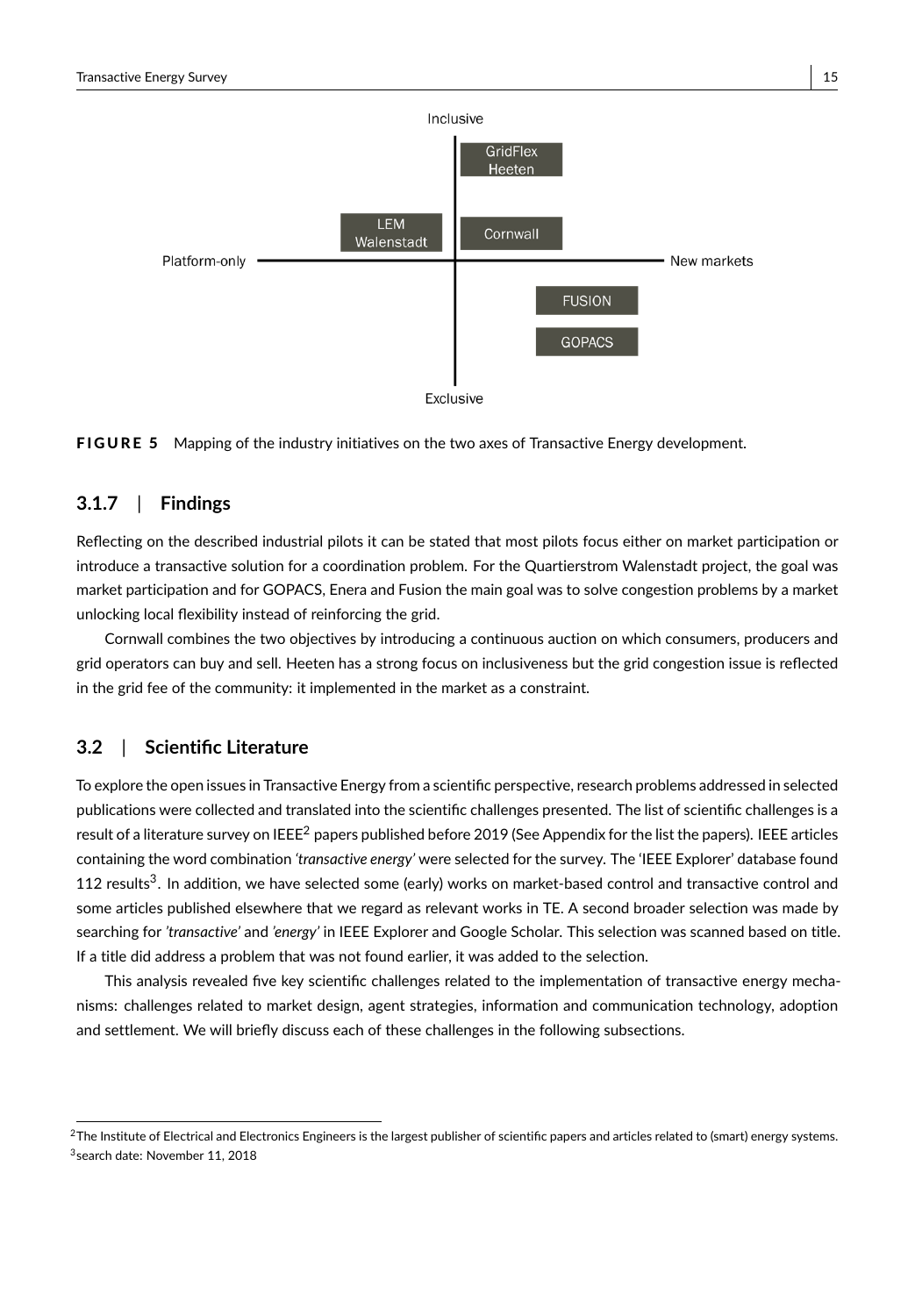FIGURE 5 Mapping of the industry initiatives on the two axes of Transactive Energy development.

### 3.1.7 | Findings

Reflecting on the described industrial pilots it can be stated that most pilots focus either on market participation or introduce a transactive solution for a coordination problem. For the Quartierstrom Walenstadt project, the goal was market participation and for GOPACS, Enera and Fusion the main goal was to solve congestion problems by a market unlocking local flexibility instead of reinforcing the grid.

Cornwall combines the two objectives by introducing a continuous auction on which consumers, producers and grid operators can buy and sell. Heeten has a strong focus on inclusiveness but the grid congestion issue is reflected in the grid fee of the community: it implemented in the market as a constraint.

## 3.2 | Scientific Literature

To explore the open issues in Transactive Energy from a scientific perspective, research problems addressed in selected publications were collected and translated into the scientific challenges presented. The list of scientific challenges is a result of a literature survey on IEEE[2] papers published before 2019 (See Appendix for the list the papers). IEEE articles containing the word combination *'transactive energy'* were selected for the survey. The 'IEEE Explorer' database found 112 results[3]. In addition, we have selected some (early) works on market-based control and transactive control and some articles published elsewhere that we regard as relevant works in TE. A second broader selection was made by searching for *'transactive'* and *'energy'* in IEEE Explorer and Google Scholar. This selection was scanned based on title. If a title did address a problem that was not found earlier, it was added to the selection.

This analysis revealed five key scientific challenges related to the implementation of transactive energy mechanisms: challenges related to market design, agent strategies, information and communication technology, adoption and settlement. We will briefly discuss each of these challenges in the following subsections.

[2] The Institute of Electrical and Electronics Engineers is the largest publisher of scientific papers and articles related to (smart) energy systems.
[3] search date: November 11, 2018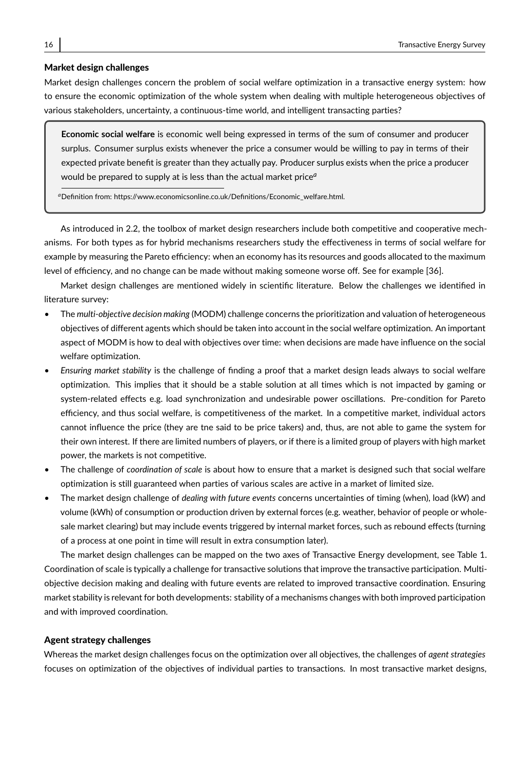### Market design challenges

Market design challenges concern the problem of social welfare optimization in a transactive energy system: how to ensure the economic optimization of the whole system when dealing with multiple heterogeneous objectives of various stakeholders, uncertainty, a continuous-time world, and intelligent transacting parties?

> **Economic social welfare** is economic well being expressed in terms of the sum of consumer and producer surplus. Consumer surplus exists whenever the price a consumer would be willing to pay in terms of their expected private benefit is greater than they actually pay. Producer surplus exists when the price a producer would be prepared to supply at is less than the actual market price[a]
>
> [a] Definition from: https://www.economicsonline.co.uk/Definitions/Economic_welfare.html.

As introduced in 2.2, the toolbox of market design researchers include both competitive and cooperative mechanisms. For both types as for hybrid mechanisms researchers study the effectiveness in terms of social welfare for example by measuring the Pareto efficiency: when an economy has its resources and goods allocated to the maximum level of efficiency, and no change can be made without making someone worse off. See for example [36].

Market design challenges are mentioned widely in scientific literature. Below the challenges we identified in literature survey:

- The *multi-objective decision making* (MODM) challenge concerns the prioritization and valuation of heterogeneous objectives of different agents which should be taken into account in the social welfare optimization. An important aspect of MODM is how to deal with objectives over time: when decisions are made have influence on the social welfare optimization.
- *Ensuring market stability* is the challenge of finding a proof that a market design leads always to social welfare optimization. This implies that it should be a stable solution at all times which is not impacted by gaming or system-related effects e.g. load synchronization and undesirable power oscillations. Pre-condition for Pareto efficiency, and thus social welfare, is competitiveness of the market. In a competitive market, individual actors cannot influence the price (they are tne said to be price takers) and, thus, are not able to game the system for their own interest. If there are limited numbers of players, or if there is a limited group of players with high market power, the markets is not competitive.
- The challenge of *coordination of scale* is about how to ensure that a market is designed such that social welfare optimization is still guaranteed when parties of various scales are active in a market of limited size.
- The market design challenge of *dealing with future events* concerns uncertainties of timing (when), load (kW) and volume (kWh) of consumption or production driven by external forces (e.g. weather, behavior of people or wholesale market clearing) but may include events triggered by internal market forces, such as rebound effects (turning of a process at one point in time will result in extra consumption later).

The market design challenges can be mapped on the two axes of Transactive Energy development, see Table 1. Coordination of scale is typically a challenge for transactive solutions that improve the transactive participation. Multi-objective decision making and dealing with future events are related to improved transactive coordination. Ensuring market stability is relevant for both developments: stability of a mechanisms changes with both improved participation and with improved coordination.

### Agent strategy challenges

Whereas the market design challenges focus on the optimization over all objectives, the challenges of *agent strategies* focuses on optimization of the objectives of individual parties to transactions. In most transactive market designs,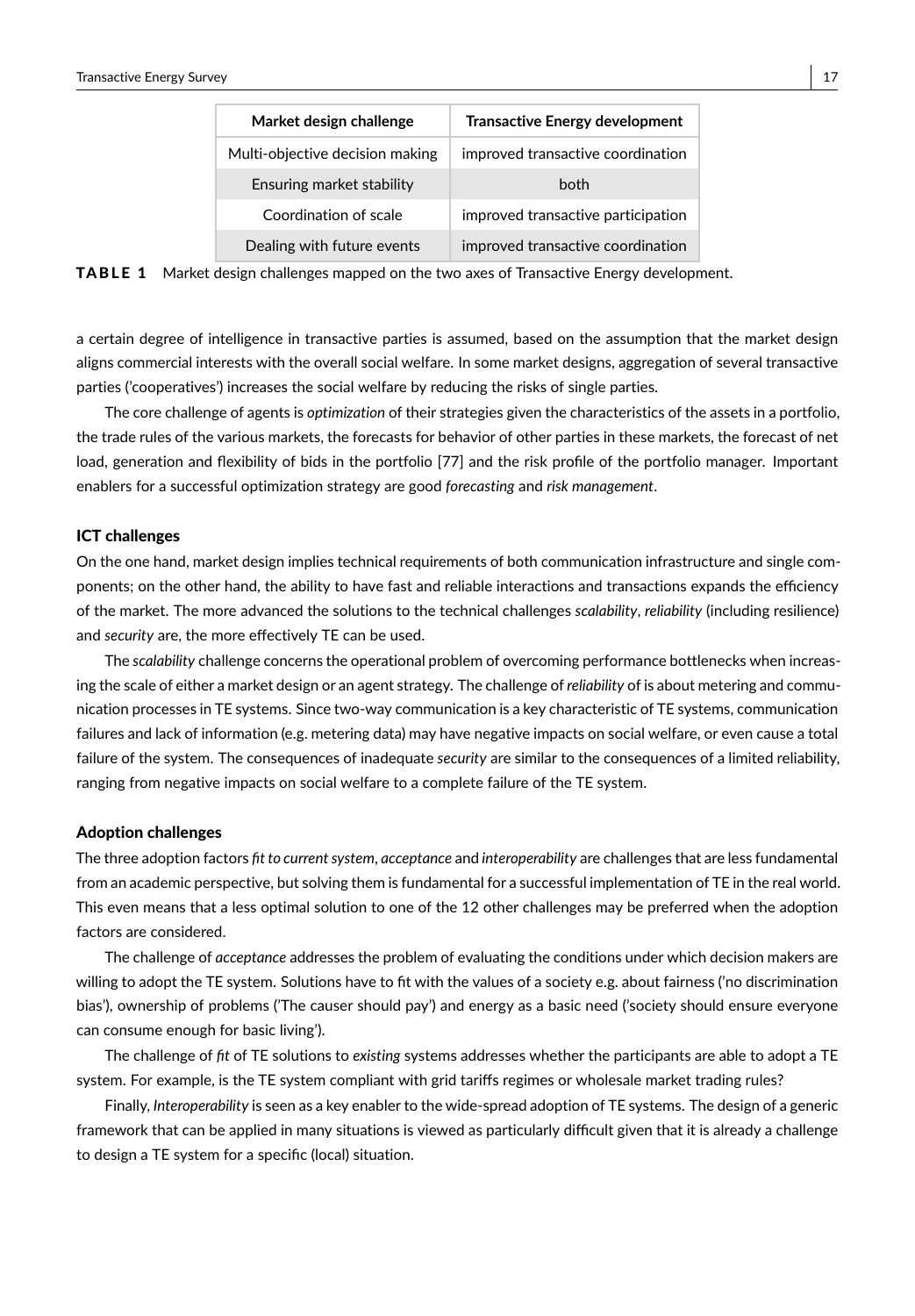| Market design challenge | Transactive Energy development |
| --- | --- |
| Multi-objective decision making | improved transactive coordination |
| Ensuring market stability | both |
| Coordination of scale | improved transactive participation |
| Dealing with future events | improved transactive coordination |

**TABLE 1** Market design challenges mapped on the two axes of Transactive Energy development.

a certain degree of intelligence in transactive parties is assumed, based on the assumption that the market design aligns commercial interests with the overall social welfare. In some market designs, aggregation of several transactive parties ('cooperatives') increases the social welfare by reducing the risks of single parties.

The core challenge of agents is *optimization* of their strategies given the characteristics of the assets in a portfolio, the trade rules of the various markets, the forecasts for behavior of other parties in these markets, the forecast of net load, generation and flexibility of bids in the portfolio [77] and the risk profile of the portfolio manager. Important enablers for a successful optimization strategy are good *forecasting* and *risk management*.

#### ICT challenges

On the one hand, market design implies technical requirements of both communication infrastructure and single components; on the other hand, the ability to have fast and reliable interactions and transactions expands the efficiency of the market. The more advanced the solutions to the technical challenges *scalability*, *reliability* (including resilience) and *security* are, the more effectively TE can be used.

The *scalability* challenge concerns the operational problem of overcoming performance bottlenecks when increasing the scale of either a market design or an agent strategy. The challenge of *reliability* of is about metering and communication processes in TE systems. Since two-way communication is a key characteristic of TE systems, communication failures and lack of information (e.g. metering data) may have negative impacts on social welfare, or even cause a total failure of the system. The consequences of inadequate *security* are similar to the consequences of a limited reliability, ranging from negative impacts on social welfare to a complete failure of the TE system.

#### Adoption challenges

The three adoption factors *fit to current system*, *acceptance* and *interoperability* are challenges that are less fundamental from an academic perspective, but solving them is fundamental for a successful implementation of TE in the real world. This even means that a less optimal solution to one of the 12 other challenges may be preferred when the adoption factors are considered.

The challenge of *acceptance* addresses the problem of evaluating the conditions under which decision makers are willing to adopt the TE system. Solutions have to fit with the values of a society e.g. about fairness ('no discrimination bias'), ownership of problems ('The causer should pay') and energy as a basic need ('society should ensure everyone can consume enough for basic living').

The challenge of *fit* of TE solutions to *existing* systems addresses whether the participants are able to adopt a TE system. For example, is the TE system compliant with grid tariffs regimes or wholesale market trading rules?

Finally, *Interoperability* is seen as a key enabler to the wide-spread adoption of TE systems. The design of a generic framework that can be applied in many situations is viewed as particularly difficult given that it is already a challenge to design a TE system for a specific (local) situation.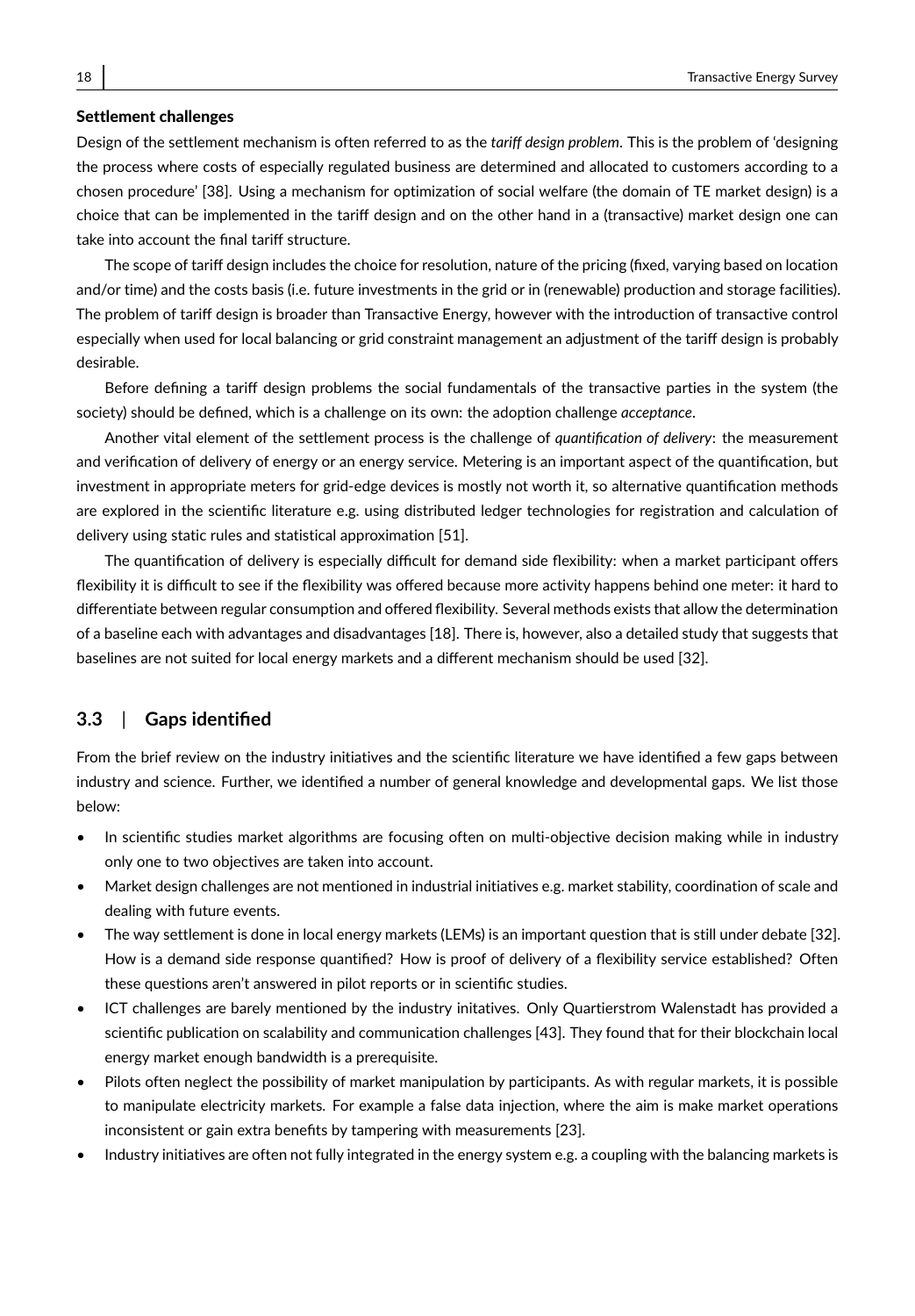**Settlement challenges**

Design of the settlement mechanism is often referred to as the *tariff design problem*. This is the problem of 'designing the process where costs of especially regulated business are determined and allocated to customers according to a chosen procedure' [38]. Using a mechanism for optimization of social welfare (the domain of TE market design) is a choice that can be implemented in the tariff design and on the other hand in a (transactive) market design one can take into account the final tariff structure.

The scope of tariff design includes the choice for resolution, nature of the pricing (fixed, varying based on location and/or time) and the costs basis (i.e. future investments in the grid or in (renewable) production and storage facilities). The problem of tariff design is broader than Transactive Energy, however with the introduction of transactive control especially when used for local balancing or grid constraint management an adjustment of the tariff design is probably desirable.

Before defining a tariff design problems the social fundamentals of the transactive parties in the system (the society) should be defined, which is a challenge on its own: the adoption challenge *acceptance*.

Another vital element of the settlement process is the challenge of *quantification of delivery*: the measurement and verification of delivery of energy or an energy service. Metering is an important aspect of the quantification, but investment in appropriate meters for grid-edge devices is mostly not worth it, so alternative quantification methods are explored in the scientific literature e.g. using distributed ledger technologies for registration and calculation of delivery using static rules and statistical approximation [51].

The quantification of delivery is especially difficult for demand side flexibility: when a market participant offers flexibility it is difficult to see if the flexibility was offered because more activity happens behind one meter: it hard to differentiate between regular consumption and offered flexibility. Several methods exists that allow the determination of a baseline each with advantages and disadvantages [18]. There is, however, also a detailed study that suggests that baselines are not suited for local energy markets and a different mechanism should be used [32].

## 3.3 | Gaps identified

From the brief review on the industry initiatives and the scientific literature we have identified a few gaps between industry and science. Further, we identified a number of general knowledge and developmental gaps. We list those below:

- In scientific studies market algorithms are focusing often on multi-objective decision making while in industry only one to two objectives are taken into account.
- Market design challenges are not mentioned in industrial initiatives e.g. market stability, coordination of scale and dealing with future events.
- The way settlement is done in local energy markets (LEMs) is an important question that is still under debate [32]. How is a demand side response quantified? How is proof of delivery of a flexibility service established? Often these questions aren't answered in pilot reports or in scientific studies.
- ICT challenges are barely mentioned by the industry initatives. Only Quartierstrom Walenstadt has provided a scientific publication on scalability and communication challenges [43]. They found that for their blockchain local energy market enough bandwidth is a prerequisite.
- Pilots often neglect the possibility of market manipulation by participants. As with regular markets, it is possible to manipulate electricity markets. For example a false data injection, where the aim is make market operations inconsistent or gain extra benefits by tampering with measurements [23].
- Industry initiatives are often not fully integrated in the energy system e.g. a coupling with the balancing markets is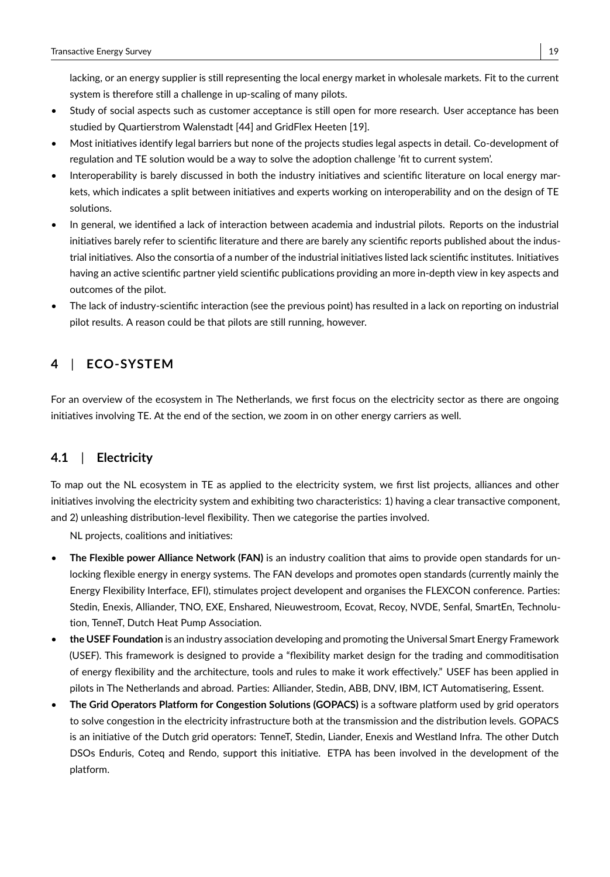lacking, or an energy supplier is still representing the local energy market in wholesale markets. Fit to the current system is therefore still a challenge in up-scaling of many pilots.

- Study of social aspects such as customer acceptance is still open for more research. User acceptance has been studied by Quartierstrom Walenstadt [44] and GridFlex Heeten [19].
- Most initiatives identify legal barriers but none of the projects studies legal aspects in detail. Co-development of regulation and TE solution would be a way to solve the adoption challenge 'fit to current system'.
- Interoperability is barely discussed in both the industry initiatives and scientific literature on local energy markets, which indicates a split between initiatives and experts working on interoperability and on the design of TE solutions.
- In general, we identified a lack of interaction between academia and industrial pilots. Reports on the industrial initiatives barely refer to scientific literature and there are barely any scientific reports published about the industrial initiatives. Also the consortia of a number of the industrial initiatives listed lack scientific institutes. Initiatives having an active scientific partner yield scientific publications providing an more in-depth view in key aspects and outcomes of the pilot.
- The lack of industry-scientific interaction (see the previous point) has resulted in a lack on reporting on industrial pilot results. A reason could be that pilots are still running, however.

## 4 | ECO-SYSTEM

For an overview of the ecosystem in The Netherlands, we first focus on the electricity sector as there are ongoing initiatives involving TE. At the end of the section, we zoom in on other energy carriers as well.

### 4.1 | Electricity

To map out the NL ecosystem in TE as applied to the electricity system, we first list projects, alliances and other initiatives involving the electricity system and exhibiting two characteristics: 1) having a clear transactive component, and 2) unleashing distribution-level flexibility. Then we categorise the parties involved.

NL projects, coalitions and initiatives:

- **The Flexible power Alliance Network (FAN)** is an industry coalition that aims to provide open standards for unlocking flexible energy in energy systems. The FAN develops and promotes open standards (currently mainly the Energy Flexibility Interface, EFI), stimulates project developent and organises the FLEXCON conference. Parties: Stedin, Enexis, Alliander, TNO, EXE, Enshared, Nieuwestroom, Ecovat, Recoy, NVDE, Senfal, SmartEn, Technolution, TenneT, Dutch Heat Pump Association.
- **the USEF Foundation** is an industry association developing and promoting the Universal Smart Energy Framework (USEF). This framework is designed to provide a "flexibility market design for the trading and commoditisation of energy flexibility and the architecture, tools and rules to make it work effectively." USEF has been applied in pilots in The Netherlands and abroad. Parties: Alliander, Stedin, ABB, DNV, IBM, ICT Automatisering, Essent.
- **The Grid Operators Platform for Congestion Solutions (GOPACS)** is a software platform used by grid operators to solve congestion in the electricity infrastructure both at the transmission and the distribution levels. GOPACS is an initiative of the Dutch grid operators: TenneT, Stedin, Liander, Enexis and Westland Infra. The other Dutch DSOs Enduris, Coteq and Rendo, support this initiative. ETPA has been involved in the development of the platform.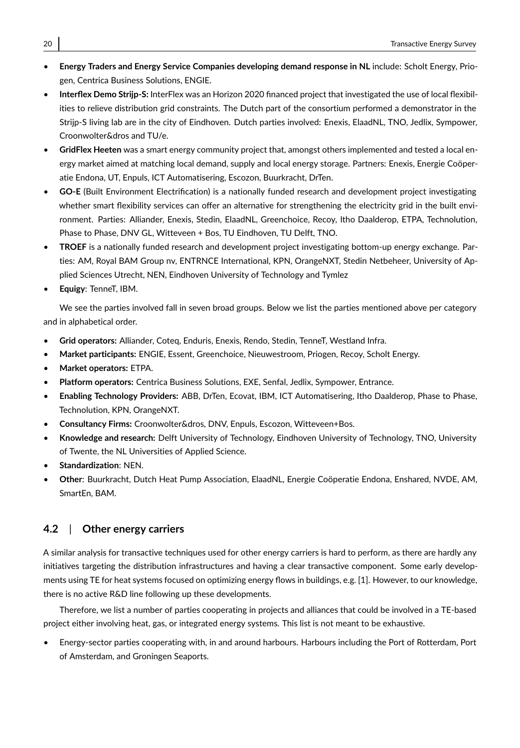- **Energy Traders and Energy Service Companies developing demand response in NL** include: Scholt Energy, Priogen, Centrica Business Solutions, ENGIE.
- **Interflex Demo Strijp-S:** InterFlex was an Horizon 2020 financed project that investigated the use of local flexibilities to relieve distribution grid constraints. The Dutch part of the consortium performed a demonstrator in the Strijp-S living lab are in the city of Eindhoven. Dutch parties involved: Enexis, ElaadNL, TNO, Jedlix, Sympower, Croonwolter&dros and TU/e.
- **GridFlex Heeten** was a smart energy community project that, amongst others implemented and tested a local energy market aimed at matching local demand, supply and local energy storage. Partners: Enexis, Energie Coöperatie Endona, UT, Enpuls, ICT Automatisering, Escozon, Buurkracht, DrTen.
- **GO-E** (Built Environment Electrification) is a nationally funded research and development project investigating whether smart flexibility services can offer an alternative for strengthening the electricity grid in the built environment. Parties: Alliander, Enexis, Stedin, ElaadNL, Greenchoice, Recoy, Itho Daalderop, ETPA, Technolution, Phase to Phase, DNV GL, Witteveen + Bos, TU Eindhoven, TU Delft, TNO.
- **TROEF** is a nationally funded research and development project investigating bottom-up energy exchange. Parties: AM, Royal BAM Group nv, ENTRNCE International, KPN, OrangeNXT, Stedin Netbeheer, University of Applied Sciences Utrecht, NEN, Eindhoven University of Technology and Tymlez
- **Equigy**: TenneT, IBM.

We see the parties involved fall in seven broad groups. Below we list the parties mentioned above per category and in alphabetical order.

- **Grid operators:** Alliander, Coteq, Enduris, Enexis, Rendo, Stedin, TenneT, Westland Infra.
- **Market participants:** ENGIE, Essent, Greenchoice, Nieuwestroom, Priogen, Recoy, Scholt Energy.
- **Market operators:** ETPA.
- **Platform operators:** Centrica Business Solutions, EXE, Senfal, Jedlix, Sympower, Entrance.
- **Enabling Technology Providers:** ABB, DrTen, Ecovat, IBM, ICT Automatisering, Itho Daalderop, Phase to Phase, Technolution, KPN, OrangeNXT.
- **Consultancy Firms:** Croonwolter&dros, DNV, Enpuls, Escozon, Witteveen+Bos.
- **Knowledge and research:** Delft University of Technology, Eindhoven University of Technology, TNO, University of Twente, the NL Universities of Applied Science.
- **Standardization**: NEN.
- **Other**: Buurkracht, Dutch Heat Pump Association, ElaadNL, Energie Coöperatie Endona, Enshared, NVDE, AM, SmartEn, BAM.

## 4.2 | Other energy carriers

A similar analysis for transactive techniques used for other energy carriers is hard to perform, as there are hardly any initiatives targeting the distribution infrastructures and having a clear transactive component. Some early developments using TE for heat systems focused on optimizing energy flows in buildings, e.g. [1]. However, to our knowledge, there is no active R&D line following up these developments.

Therefore, we list a number of parties cooperating in projects and alliances that could be involved in a TE-based project either involving heat, gas, or integrated energy systems. This list is not meant to be exhaustive.

- Energy-sector parties cooperating with, in and around harbours. Harbours including the Port of Rotterdam, Port of Amsterdam, and Groningen Seaports.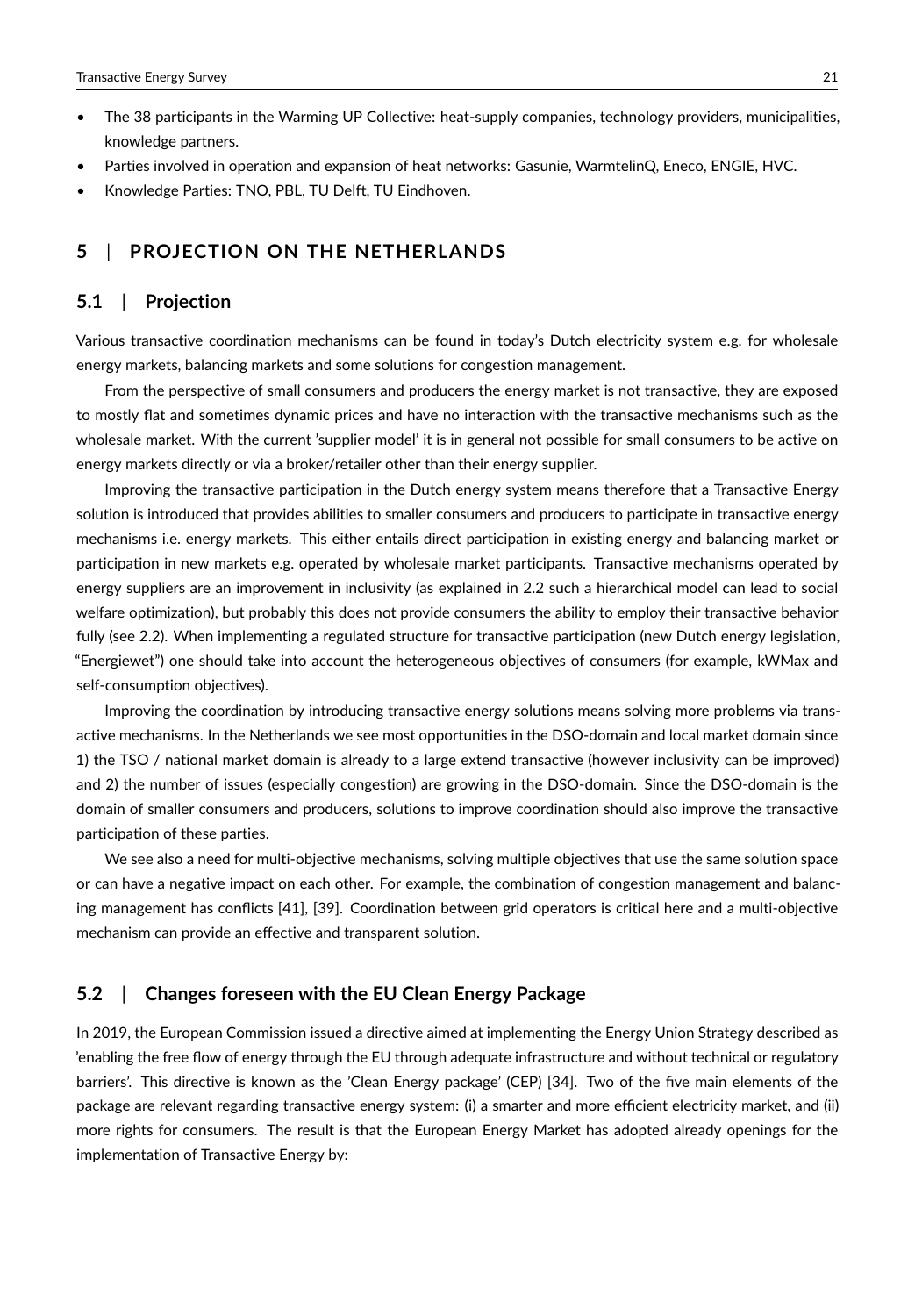- The 38 participants in the Warming UP Collective: heat-supply companies, technology providers, municipalities, knowledge partners.
- Parties involved in operation and expansion of heat networks: Gasunie, WarmtelinQ, Eneco, ENGIE, HVC.
- Knowledge Parties: TNO, PBL, TU Delft, TU Eindhoven.

# 5 | PROJECTION ON THE NETHERLANDS

## 5.1 | Projection

Various transactive coordination mechanisms can be found in today's Dutch electricity system e.g. for wholesale energy markets, balancing markets and some solutions for congestion management.

From the perspective of small consumers and producers the energy market is not transactive, they are exposed to mostly flat and sometimes dynamic prices and have no interaction with the transactive mechanisms such as the wholesale market. With the current 'supplier model' it is in general not possible for small consumers to be active on energy markets directly or via a broker/retailer other than their energy supplier.

Improving the transactive participation in the Dutch energy system means therefore that a Transactive Energy solution is introduced that provides abilities to smaller consumers and producers to participate in transactive energy mechanisms i.e. energy markets. This either entails direct participation in existing energy and balancing market or participation in new markets e.g. operated by wholesale market participants. Transactive mechanisms operated by energy suppliers are an improvement in inclusivity (as explained in 2.2 such a hierarchical model can lead to social welfare optimization), but probably this does not provide consumers the ability to employ their transactive behavior fully (see 2.2). When implementing a regulated structure for transactive participation (new Dutch energy legislation, "Energiewet") one should take into account the heterogeneous objectives of consumers (for example, kWMax and self-consumption objectives).

Improving the coordination by introducing transactive energy solutions means solving more problems via transactive mechanisms. In the Netherlands we see most opportunities in the DSO-domain and local market domain since 1) the TSO / national market domain is already to a large extend transactive (however inclusivity can be improved) and 2) the number of issues (especially congestion) are growing in the DSO-domain. Since the DSO-domain is the domain of smaller consumers and producers, solutions to improve coordination should also improve the transactive participation of these parties.

We see also a need for multi-objective mechanisms, solving multiple objectives that use the same solution space or can have a negative impact on each other. For example, the combination of congestion management and balancing management has conflicts [41], [39]. Coordination between grid operators is critical here and a multi-objective mechanism can provide an effective and transparent solution.

## 5.2 | Changes foreseen with the EU Clean Energy Package

In 2019, the European Commission issued a directive aimed at implementing the Energy Union Strategy described as 'enabling the free flow of energy through the EU through adequate infrastructure and without technical or regulatory barriers'. This directive is known as the 'Clean Energy package' (CEP) [34]. Two of the five main elements of the package are relevant regarding transactive energy system: (i) a smarter and more efficient electricity market, and (ii) more rights for consumers. The result is that the European Energy Market has adopted already openings for the implementation of Transactive Energy by: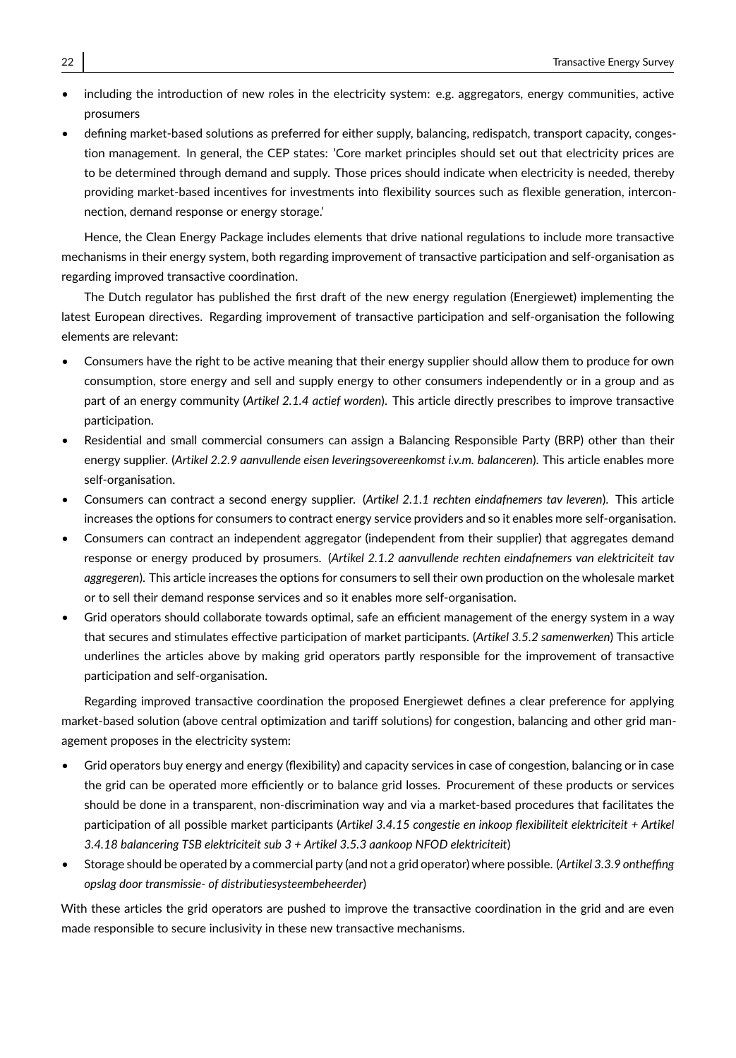- including the introduction of new roles in the electricity system: e.g. aggregators, energy communities, active prosumers
- defining market-based solutions as preferred for either supply, balancing, redispatch, transport capacity, congestion management. In general, the CEP states: 'Core market principles should set out that electricity prices are to be determined through demand and supply. Those prices should indicate when electricity is needed, thereby providing market-based incentives for investments into flexibility sources such as flexible generation, interconnection, demand response or energy storage.'

Hence, the Clean Energy Package includes elements that drive national regulations to include more transactive mechanisms in their energy system, both regarding improvement of transactive participation and self-organisation as regarding improved transactive coordination.

The Dutch regulator has published the first draft of the new energy regulation (Energiewet) implementing the latest European directives. Regarding improvement of transactive participation and self-organisation the following elements are relevant:

- Consumers have the right to be active meaning that their energy supplier should allow them to produce for own consumption, store energy and sell and supply energy to other consumers independently or in a group and as part of an energy community (*Artikel 2.1.4 actief worden*). This article directly prescribes to improve transactive participation.
- Residential and small commercial consumers can assign a Balancing Responsible Party (BRP) other than their energy supplier. (*Artikel 2.2.9 aanvullende eisen leveringsovereenkomst i.v.m. balanceren*). This article enables more self-organisation.
- Consumers can contract a second energy supplier. (*Artikel 2.1.1 rechten eindafnemers tav leveren*). This article increases the options for consumers to contract energy service providers and so it enables more self-organisation.
- Consumers can contract an independent aggregator (independent from their supplier) that aggregates demand response or energy produced by prosumers. (*Artikel 2.1.2 aanvullende rechten eindafnemers van elektriciteit tav aggregeren*). This article increases the options for consumers to sell their own production on the wholesale market or to sell their demand response services and so it enables more self-organisation.
- Grid operators should collaborate towards optimal, safe an efficient management of the energy system in a way that secures and stimulates effective participation of market participants. (*Artikel 3.5.2 samenwerken*) This article underlines the articles above by making grid operators partly responsible for the improvement of transactive participation and self-organisation.

Regarding improved transactive coordination the proposed Energiewet defines a clear preference for applying market-based solution (above central optimization and tariff solutions) for congestion, balancing and other grid management proposes in the electricity system:

- Grid operators buy energy and energy (flexibility) and capacity services in case of congestion, balancing or in case the grid can be operated more efficiently or to balance grid losses. Procurement of these products or services should be done in a transparent, non-discrimination way and via a market-based procedures that facilitates the participation of all possible market participants (*Artikel 3.4.15 congestie en inkoop flexibiliteit elektriciteit + Artikel 3.4.18 balancering TSB elektriciteit sub 3 + Artikel 3.5.3 aankoop NFOD elektriciteit*)
- Storage should be operated by a commercial party (and not a grid operator) where possible. (*Artikel 3.3.9 ontheffing opslag door transmissie- of distributiesysteembeheerder*)

With these articles the grid operators are pushed to improve the transactive coordination in the grid and are even made responsible to secure inclusivity in these new transactive mechanisms.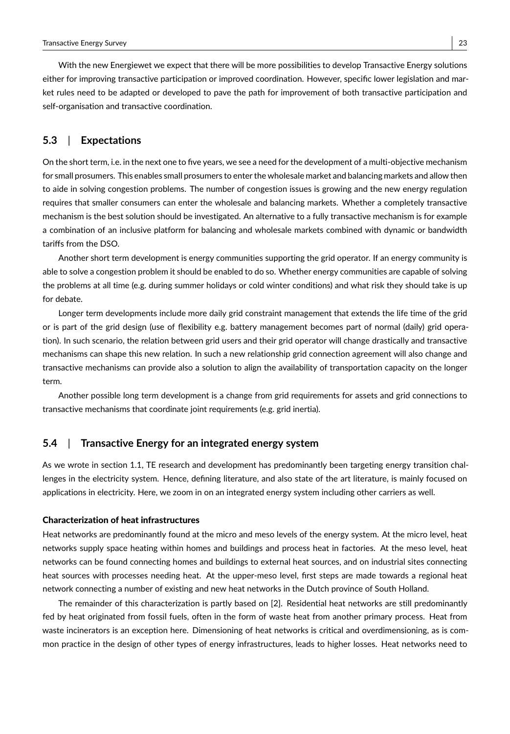With the new Energiewet we expect that there will be more possibilities to develop Transactive Energy solutions either for improving transactive participation or improved coordination. However, specific lower legislation and market rules need to be adapted or developed to pave the path for improvement of both transactive participation and self-organisation and transactive coordination.

## 5.3 | Expectations

On the short term, i.e. in the next one to five years, we see a need for the development of a multi-objective mechanism for small prosumers. This enables small prosumers to enter the wholesale market and balancing markets and allow then to aide in solving congestion problems. The number of congestion issues is growing and the new energy regulation requires that smaller consumers can enter the wholesale and balancing markets. Whether a completely transactive mechanism is the best solution should be investigated. An alternative to a fully transactive mechanism is for example a combination of an inclusive platform for balancing and wholesale markets combined with dynamic or bandwidth tariffs from the DSO.

Another short term development is energy communities supporting the grid operator. If an energy community is able to solve a congestion problem it should be enabled to do so. Whether energy communities are capable of solving the problems at all time (e.g. during summer holidays or cold winter conditions) and what risk they should take is up for debate.

Longer term developments include more daily grid constraint management that extends the life time of the grid or is part of the grid design (use of flexibility e.g. battery management becomes part of normal (daily) grid operation). In such scenario, the relation between grid users and their grid operator will change drastically and transactive mechanisms can shape this new relation. In such a new relationship grid connection agreement will also change and transactive mechanisms can provide also a solution to align the availability of transportation capacity on the longer term.

Another possible long term development is a change from grid requirements for assets and grid connections to transactive mechanisms that coordinate joint requirements (e.g. grid inertia).

## 5.4 | Transactive Energy for an integrated energy system

As we wrote in section 1.1, TE research and development has predominantly been targeting energy transition challenges in the electricity system. Hence, defining literature, and also state of the art literature, is mainly focused on applications in electricity. Here, we zoom in on an integrated energy system including other carriers as well.

**Characterization of heat infrastructures**

Heat networks are predominantly found at the micro and meso levels of the energy system. At the micro level, heat networks supply space heating within homes and buildings and process heat in factories. At the meso level, heat networks can be found connecting homes and buildings to external heat sources, and on industrial sites connecting heat sources with processes needing heat. At the upper-meso level, first steps are made towards a regional heat network connecting a number of existing and new heat networks in the Dutch province of South Holland.

The remainder of this characterization is partly based on [2]. Residential heat networks are still predominantly fed by heat originated from fossil fuels, often in the form of waste heat from another primary process. Heat from waste incinerators is an exception here. Dimensioning of heat networks is critical and overdimensioning, as is common practice in the design of other types of energy infrastructures, leads to higher losses. Heat networks need to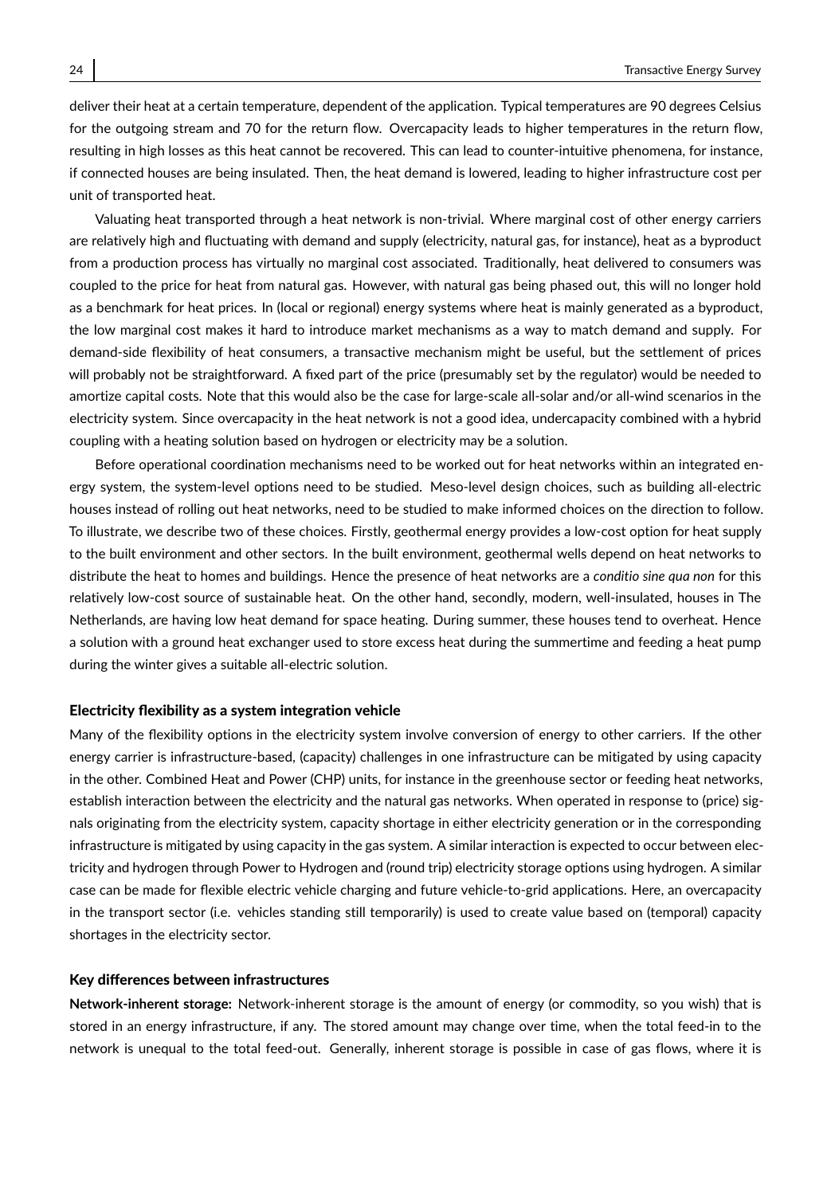deliver their heat at a certain temperature, dependent of the application. Typical temperatures are 90 degrees Celsius for the outgoing stream and 70 for the return flow. Overcapacity leads to higher temperatures in the return flow, resulting in high losses as this heat cannot be recovered. This can lead to counter-intuitive phenomena, for instance, if connected houses are being insulated. Then, the heat demand is lowered, leading to higher infrastructure cost per unit of transported heat.

Valuating heat transported through a heat network is non-trivial. Where marginal cost of other energy carriers are relatively high and fluctuating with demand and supply (electricity, natural gas, for instance), heat as a byproduct from a production process has virtually no marginal cost associated. Traditionally, heat delivered to consumers was coupled to the price for heat from natural gas. However, with natural gas being phased out, this will no longer hold as a benchmark for heat prices. In (local or regional) energy systems where heat is mainly generated as a byproduct, the low marginal cost makes it hard to introduce market mechanisms as a way to match demand and supply. For demand-side flexibility of heat consumers, a transactive mechanism might be useful, but the settlement of prices will probably not be straightforward. A fixed part of the price (presumably set by the regulator) would be needed to amortize capital costs. Note that this would also be the case for large-scale all-solar and/or all-wind scenarios in the electricity system. Since overcapacity in the heat network is not a good idea, undercapacity combined with a hybrid coupling with a heating solution based on hydrogen or electricity may be a solution.

Before operational coordination mechanisms need to be worked out for heat networks within an integrated energy system, the system-level options need to be studied. Meso-level design choices, such as building all-electric houses instead of rolling out heat networks, need to be studied to make informed choices on the direction to follow. To illustrate, we describe two of these choices. Firstly, geothermal energy provides a low-cost option for heat supply to the built environment and other sectors. In the built environment, geothermal wells depend on heat networks to distribute the heat to homes and buildings. Hence the presence of heat networks are a *conditio sine qua non* for this relatively low-cost source of sustainable heat. On the other hand, secondly, modern, well-insulated, houses in The Netherlands, are having low heat demand for space heating. During summer, these houses tend to overheat. Hence a solution with a ground heat exchanger used to store excess heat during the summertime and feeding a heat pump during the winter gives a suitable all-electric solution.

#### Electricity flexibility as a system integration vehicle

Many of the flexibility options in the electricity system involve conversion of energy to other carriers. If the other energy carrier is infrastructure-based, (capacity) challenges in one infrastructure can be mitigated by using capacity in the other. Combined Heat and Power (CHP) units, for instance in the greenhouse sector or feeding heat networks, establish interaction between the electricity and the natural gas networks. When operated in response to (price) signals originating from the electricity system, capacity shortage in either electricity generation or in the corresponding infrastructure is mitigated by using capacity in the gas system. A similar interaction is expected to occur between electricity and hydrogen through Power to Hydrogen and (round trip) electricity storage options using hydrogen. A similar case can be made for flexible electric vehicle charging and future vehicle-to-grid applications. Here, an overcapacity in the transport sector (i.e. vehicles standing still temporarily) is used to create value based on (temporal) capacity shortages in the electricity sector.

#### Key differences between infrastructures

**Network-inherent storage:** Network-inherent storage is the amount of energy (or commodity, so you wish) that is stored in an energy infrastructure, if any. The stored amount may change over time, when the total feed-in to the network is unequal to the total feed-out. Generally, inherent storage is possible in case of gas flows, where it is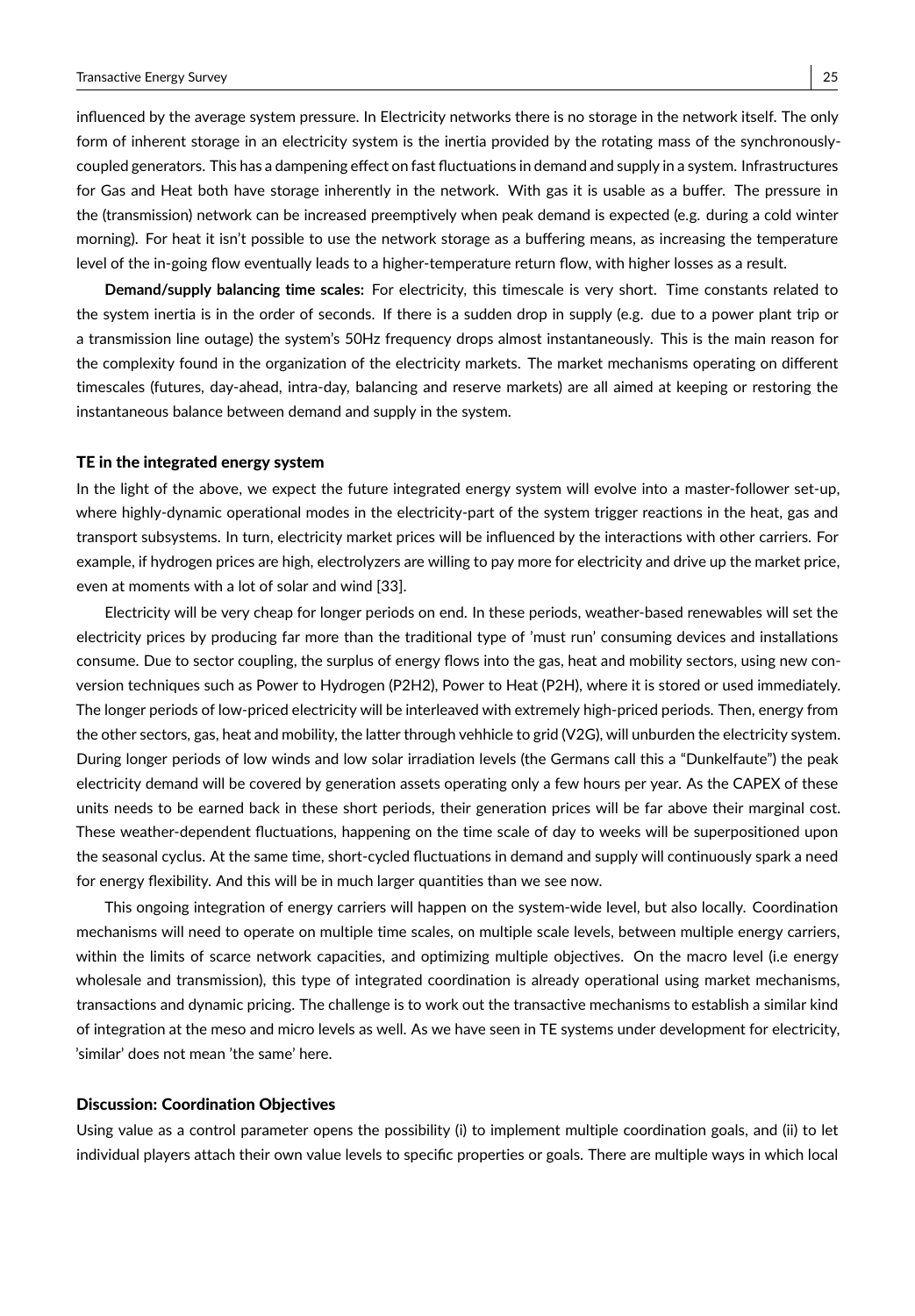influenced by the average system pressure. In Electricity networks there is no storage in the network itself. The only form of inherent storage in an electricity system is the inertia provided by the rotating mass of the synchronously-coupled generators. This has a dampening effect on fast fluctuations in demand and supply in a system. Infrastructures for Gas and Heat both have storage inherently in the network. With gas it is usable as a buffer. The pressure in the (transmission) network can be increased preemptively when peak demand is expected (e.g. during a cold winter morning). For heat it isn't possible to use the network storage as a buffering means, as increasing the temperature level of the in-going flow eventually leads to a higher-temperature return flow, with higher losses as a result.

**Demand/supply balancing time scales:** For electricity, this timescale is very short. Time constants related to the system inertia is in the order of seconds. If there is a sudden drop in supply (e.g. due to a power plant trip or a transmission line outage) the system's 50Hz frequency drops almost instantaneously. This is the main reason for the complexity found in the organization of the electricity markets. The market mechanisms operating on different timescales (futures, day-ahead, intra-day, balancing and reserve markets) are all aimed at keeping or restoring the instantaneous balance between demand and supply in the system.

### TE in the integrated energy system

In the light of the above, we expect the future integrated energy system will evolve into a master-follower set-up, where highly-dynamic operational modes in the electricity-part of the system trigger reactions in the heat, gas and transport subsystems. In turn, electricity market prices will be influenced by the interactions with other carriers. For example, if hydrogen prices are high, electrolyzers are willing to pay more for electricity and drive up the market price, even at moments with a lot of solar and wind [33].

Electricity will be very cheap for longer periods on end. In these periods, weather-based renewables will set the electricity prices by producing far more than the traditional type of 'must run' consuming devices and installations consume. Due to sector coupling, the surplus of energy flows into the gas, heat and mobility sectors, using new conversion techniques such as Power to Hydrogen (P2H2), Power to Heat (P2H), where it is stored or used immediately. The longer periods of low-priced electricity will be interleaved with extremely high-priced periods. Then, energy from the other sectors, gas, heat and mobility, the latter through vehhicle to grid (V2G), will unburden the electricity system. During longer periods of low winds and low solar irradiation levels (the Germans call this a "Dunkelfaute") the peak electricity demand will be covered by generation assets operating only a few hours per year. As the CAPEX of these units needs to be earned back in these short periods, their generation prices will be far above their marginal cost. These weather-dependent fluctuations, happening on the time scale of day to weeks will be superpositioned upon the seasonal cyclus. At the same time, short-cycled fluctuations in demand and supply will continuously spark a need for energy flexibility. And this will be in much larger quantities than we see now.

This ongoing integration of energy carriers will happen on the system-wide level, but also locally. Coordination mechanisms will need to operate on multiple time scales, on multiple scale levels, between multiple energy carriers, within the limits of scarce network capacities, and optimizing multiple objectives. On the macro level (i.e energy wholesale and transmission), this type of integrated coordination is already operational using market mechanisms, transactions and dynamic pricing. The challenge is to work out the transactive mechanisms to establish a similar kind of integration at the meso and micro levels as well. As we have seen in TE systems under development for electricity, 'similar' does not mean 'the same' here.

### Discussion: Coordination Objectives

Using value as a control parameter opens the possibility (i) to implement multiple coordination goals, and (ii) to let individual players attach their own value levels to specific properties or goals. There are multiple ways in which local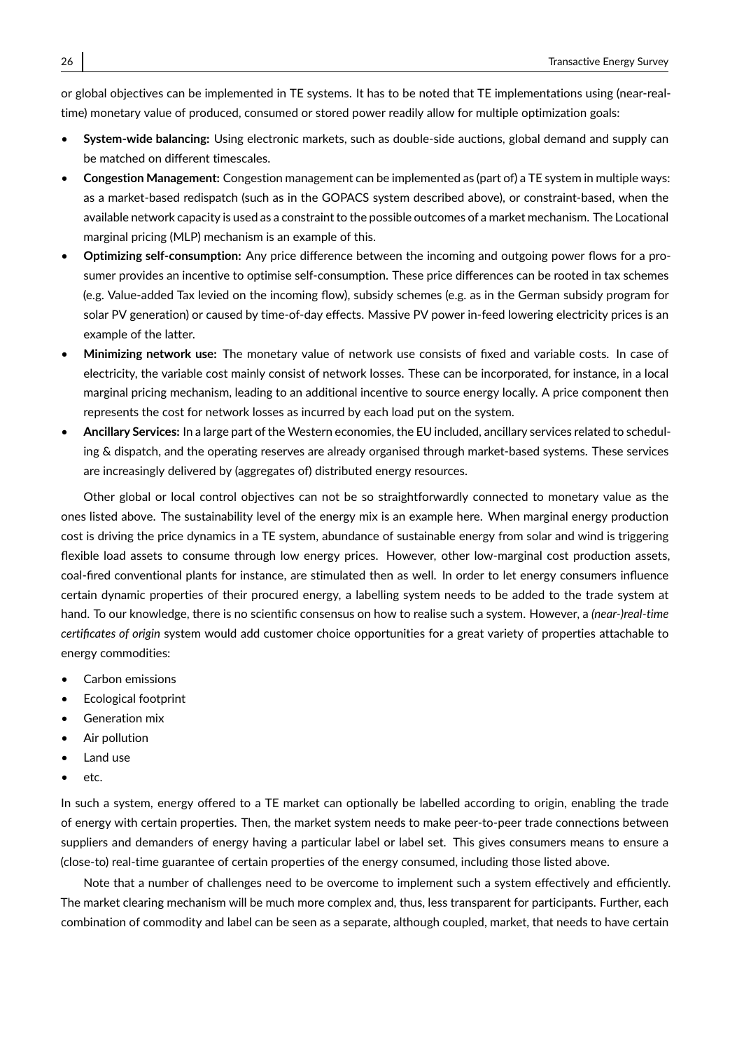or global objectives can be implemented in TE systems. It has to be noted that TE implementations using (near-real-time) monetary value of produced, consumed or stored power readily allow for multiple optimization goals:

- **System-wide balancing:** Using electronic markets, such as double-side auctions, global demand and supply can be matched on different timescales.
- **Congestion Management:** Congestion management can be implemented as (part of) a TE system in multiple ways: as a market-based redispatch (such as in the GOPACS system described above), or constraint-based, when the available network capacity is used as a constraint to the possible outcomes of a market mechanism. The Locational marginal pricing (MLP) mechanism is an example of this.
- **Optimizing self-consumption:** Any price difference between the incoming and outgoing power flows for a prosumer provides an incentive to optimise self-consumption. These price differences can be rooted in tax schemes (e.g. Value-added Tax levied on the incoming flow), subsidy schemes (e.g. as in the German subsidy program for solar PV generation) or caused by time-of-day effects. Massive PV power in-feed lowering electricity prices is an example of the latter.
- **Minimizing network use:** The monetary value of network use consists of fixed and variable costs. In case of electricity, the variable cost mainly consist of network losses. These can be incorporated, for instance, in a local marginal pricing mechanism, leading to an additional incentive to source energy locally. A price component then represents the cost for network losses as incurred by each load put on the system.
- **Ancillary Services:** In a large part of the Western economies, the EU included, ancillary services related to scheduling & dispatch, and the operating reserves are already organised through market-based systems. These services are increasingly delivered by (aggregates of) distributed energy resources.

Other global or local control objectives can not be so straightforwardly connected to monetary value as the ones listed above. The sustainability level of the energy mix is an example here. When marginal energy production cost is driving the price dynamics in a TE system, abundance of sustainable energy from solar and wind is triggering flexible load assets to consume through low energy prices. However, other low-marginal cost production assets, coal-fired conventional plants for instance, are stimulated then as well. In order to let energy consumers influence certain dynamic properties of their procured energy, a labelling system needs to be added to the trade system at hand. To our knowledge, there is no scientific consensus on how to realise such a system. However, a *(near-)real-time certificates of origin* system would add customer choice opportunities for a great variety of properties attachable to energy commodities:

- Carbon emissions
- Ecological footprint
- Generation mix
- Air pollution
- Land use
- etc.

In such a system, energy offered to a TE market can optionally be labelled according to origin, enabling the trade of energy with certain properties. Then, the market system needs to make peer-to-peer trade connections between suppliers and demanders of energy having a particular label or label set. This gives consumers means to ensure a (close-to) real-time guarantee of certain properties of the energy consumed, including those listed above.

Note that a number of challenges need to be overcome to implement such a system effectively and efficiently. The market clearing mechanism will be much more complex and, thus, less transparent for participants. Further, each combination of commodity and label can be seen as a separate, although coupled, market, that needs to have certain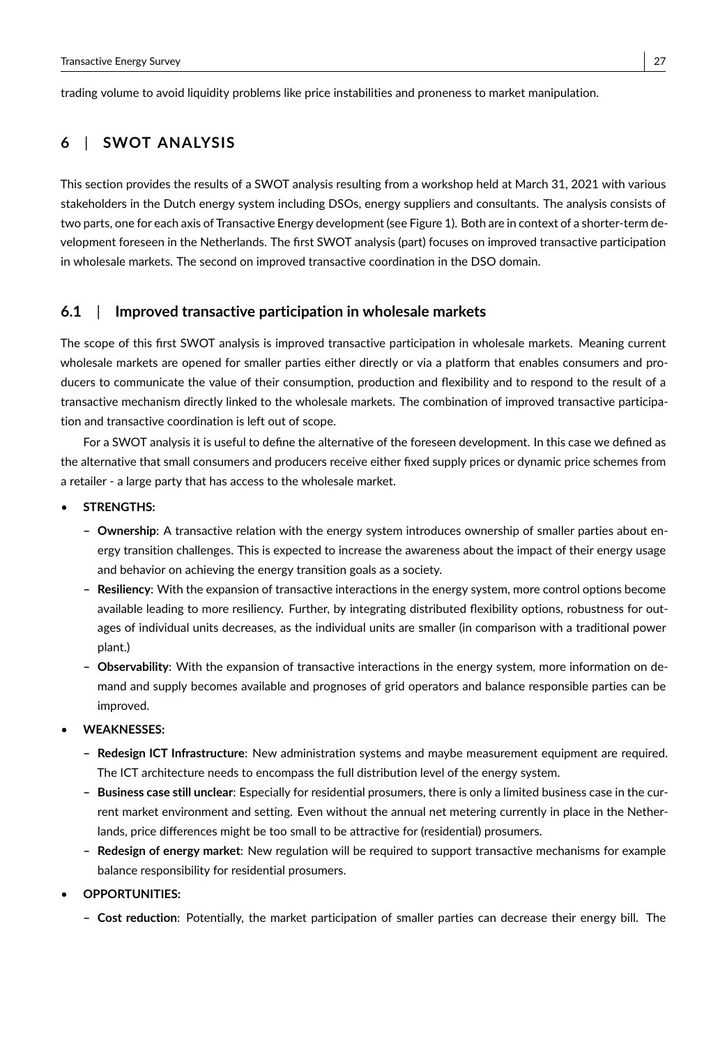trading volume to avoid liquidity problems like price instabilities and proneness to market manipulation.

## 6 | SWOT ANALYSIS

This section provides the results of a SWOT analysis resulting from a workshop held at March 31, 2021 with various stakeholders in the Dutch energy system including DSOs, energy suppliers and consultants. The analysis consists of two parts, one for each axis of Transactive Energy development (see Figure 1). Both are in context of a shorter-term development foreseen in the Netherlands. The first SWOT analysis (part) focuses on improved transactive participation in wholesale markets. The second on improved transactive coordination in the DSO domain.

### 6.1 | Improved transactive participation in wholesale markets

The scope of this first SWOT analysis is improved transactive participation in wholesale markets. Meaning current wholesale markets are opened for smaller parties either directly or via a platform that enables consumers and producers to communicate the value of their consumption, production and flexibility and to respond to the result of a transactive mechanism directly linked to the wholesale markets. The combination of improved transactive participation and transactive coordination is left out of scope.

For a SWOT analysis it is useful to define the alternative of the foreseen development. In this case we defined as the alternative that small consumers and producers receive either fixed supply prices or dynamic price schemes from a retailer - a large party that has access to the wholesale market.

- **STRENGTHS:**
  - **Ownership**: A transactive relation with the energy system introduces ownership of smaller parties about energy transition challenges. This is expected to increase the awareness about the impact of their energy usage and behavior on achieving the energy transition goals as a society.
  - **Resiliency**: With the expansion of transactive interactions in the energy system, more control options become available leading to more resiliency. Further, by integrating distributed flexibility options, robustness for outages of individual units decreases, as the individual units are smaller (in comparison with a traditional power plant.)
  - **Observability**: With the expansion of transactive interactions in the energy system, more information on demand and supply becomes available and prognoses of grid operators and balance responsible parties can be improved.
- **WEAKNESSES:**
  - **Redesign ICT Infrastructure**: New administration systems and maybe measurement equipment are required. The ICT architecture needs to encompass the full distribution level of the energy system.
  - **Business case still unclear**: Especially for residential prosumers, there is only a limited business case in the current market environment and setting. Even without the annual net metering currently in place in the Netherlands, price differences might be too small to be attractive for (residential) prosumers.
  - **Redesign of energy market**: New regulation will be required to support transactive mechanisms for example balance responsibility for residential prosumers.
- **OPPORTUNITIES:**
  - **Cost reduction**: Potentially, the market participation of smaller parties can decrease their energy bill. The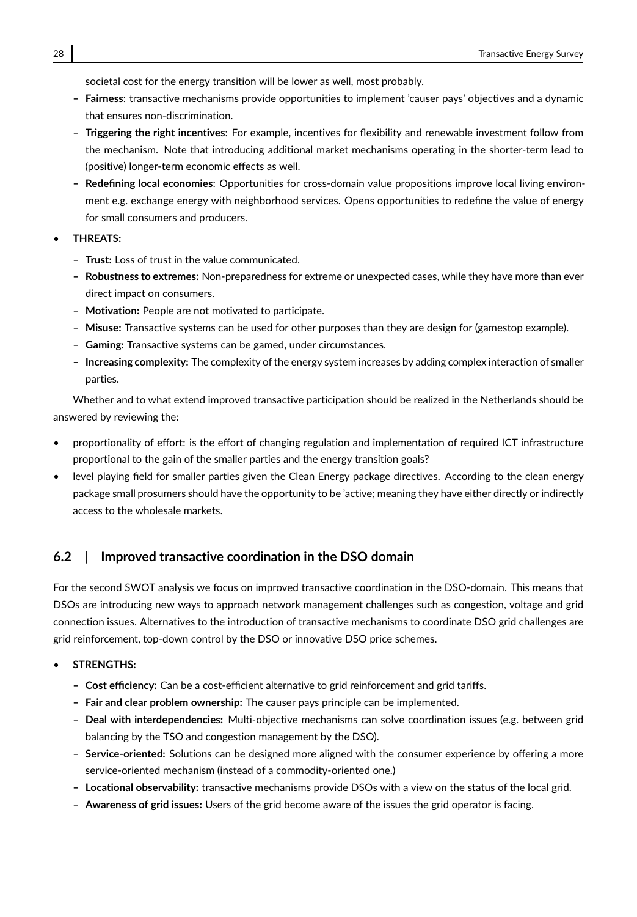societal cost for the energy transition will be lower as well, most probably.

  - **Fairness**: transactive mechanisms provide opportunities to implement 'causer pays' objectives and a dynamic that ensures non-discrimination.
  - **Triggering the right incentives**: For example, incentives for flexibility and renewable investment follow from the mechanism. Note that introducing additional market mechanisms operating in the shorter-term lead to (positive) longer-term economic effects as well.
  - **Redefining local economies**: Opportunities for cross-domain value propositions improve local living environment e.g. exchange energy with neighborhood services. Opens opportunities to redefine the value of energy for small consumers and producers.

- **THREATS:**
  - **Trust:** Loss of trust in the value communicated.
  - **Robustness to extremes:** Non-preparedness for extreme or unexpected cases, while they have more than ever direct impact on consumers.
  - **Motivation:** People are not motivated to participate.
  - **Misuse:** Transactive systems can be used for other purposes than they are design for (gamestop example).
  - **Gaming:** Transactive systems can be gamed, under circumstances.
  - **Increasing complexity:** The complexity of the energy system increases by adding complex interaction of smaller parties.

Whether and to what extend improved transactive participation should be realized in the Netherlands should be answered by reviewing the:

- proportionality of effort: is the effort of changing regulation and implementation of required ICT infrastructure proportional to the gain of the smaller parties and the energy transition goals?
- level playing field for smaller parties given the Clean Energy package directives. According to the clean energy package small prosumers should have the opportunity to be 'active; meaning they have either directly or indirectly access to the wholesale markets.

## 6.2 | Improved transactive coordination in the DSO domain

For the second SWOT analysis we focus on improved transactive coordination in the DSO-domain. This means that DSOs are introducing new ways to approach network management challenges such as congestion, voltage and grid connection issues. Alternatives to the introduction of transactive mechanisms to coordinate DSO grid challenges are grid reinforcement, top-down control by the DSO or innovative DSO price schemes.

- **STRENGTHS:**
  - **Cost efficiency:** Can be a cost-efficient alternative to grid reinforcement and grid tariffs.
  - **Fair and clear problem ownership:** The causer pays principle can be implemented.
  - **Deal with interdependencies:** Multi-objective mechanisms can solve coordination issues (e.g. between grid balancing by the TSO and congestion management by the DSO).
  - **Service-oriented:** Solutions can be designed more aligned with the consumer experience by offering a more service-oriented mechanism (instead of a commodity-oriented one.)
  - **Locational observability:** transactive mechanisms provide DSOs with a view on the status of the local grid.
  - **Awareness of grid issues:** Users of the grid become aware of the issues the grid operator is facing.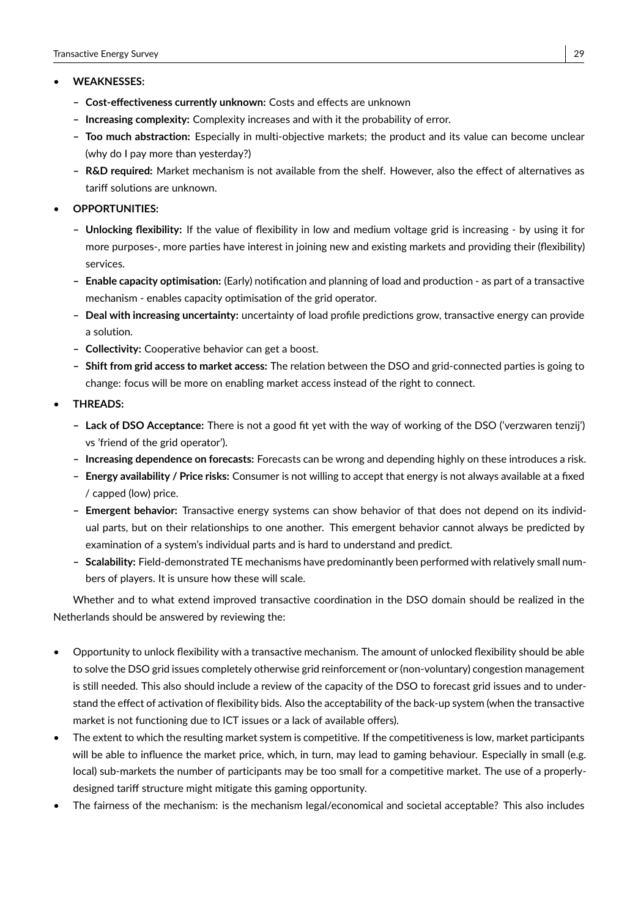- **WEAKNESSES:**
  - **Cost-effectiveness currently unknown:** Costs and effects are unknown
  - **Increasing complexity:** Complexity increases and with it the probability of error.
  - **Too much abstraction:** Especially in multi-objective markets; the product and its value can become unclear (why do I pay more than yesterday?)
  - **R&D required:** Market mechanism is not available from the shelf. However, also the effect of alternatives as tariff solutions are unknown.
- **OPPORTUNITIES:**
  - **Unlocking flexibility:** If the value of flexibility in low and medium voltage grid is increasing - by using it for more purposes-, more parties have interest in joining new and existing markets and providing their (flexibility) services.
  - **Enable capacity optimisation:** (Early) notification and planning of load and production - as part of a transactive mechanism - enables capacity optimisation of the grid operator.
  - **Deal with increasing uncertainty:** uncertainty of load profile predictions grow, transactive energy can provide a solution.
  - **Collectivity:** Cooperative behavior can get a boost.
  - **Shift from grid access to market access:** The relation between the DSO and grid-connected parties is going to change: focus will be more on enabling market access instead of the right to connect.
- **THREADS:**
  - **Lack of DSO Acceptance:** There is not a good fit yet with the way of working of the DSO ('verzwaren tenzij') vs 'friend of the grid operator').
  - **Increasing dependence on forecasts:** Forecasts can be wrong and depending highly on these introduces a risk.
  - **Energy availability / Price risks:** Consumer is not willing to accept that energy is not always available at a fixed / capped (low) price.
  - **Emergent behavior:** Transactive energy systems can show behavior of that does not depend on its individual parts, but on their relationships to one another. This emergent behavior cannot always be predicted by examination of a system's individual parts and is hard to understand and predict.
  - **Scalability:** Field-demonstrated TE mechanisms have predominantly been performed with relatively small numbers of players. It is unsure how these will scale.

Whether and to what extend improved transactive coordination in the DSO domain should be realized in the Netherlands should be answered by reviewing the:

- Opportunity to unlock flexibility with a transactive mechanism. The amount of unlocked flexibility should be able to solve the DSO grid issues completely otherwise grid reinforcement or (non-voluntary) congestion management is still needed. This also should include a review of the capacity of the DSO to forecast grid issues and to understand the effect of activation of flexibility bids. Also the acceptability of the back-up system (when the transactive market is not functioning due to ICT issues or a lack of available offers).
- The extent to which the resulting market system is competitive. If the competitiveness is low, market participants will be able to influence the market price, which, in turn, may lead to gaming behaviour. Especially in small (e.g. local) sub-markets the number of participants may be too small for a competitive market. The use of a properly-designed tariff structure might mitigate this gaming opportunity.
- The fairness of the mechanism: is the mechanism legal/economical and societal acceptable? This also includes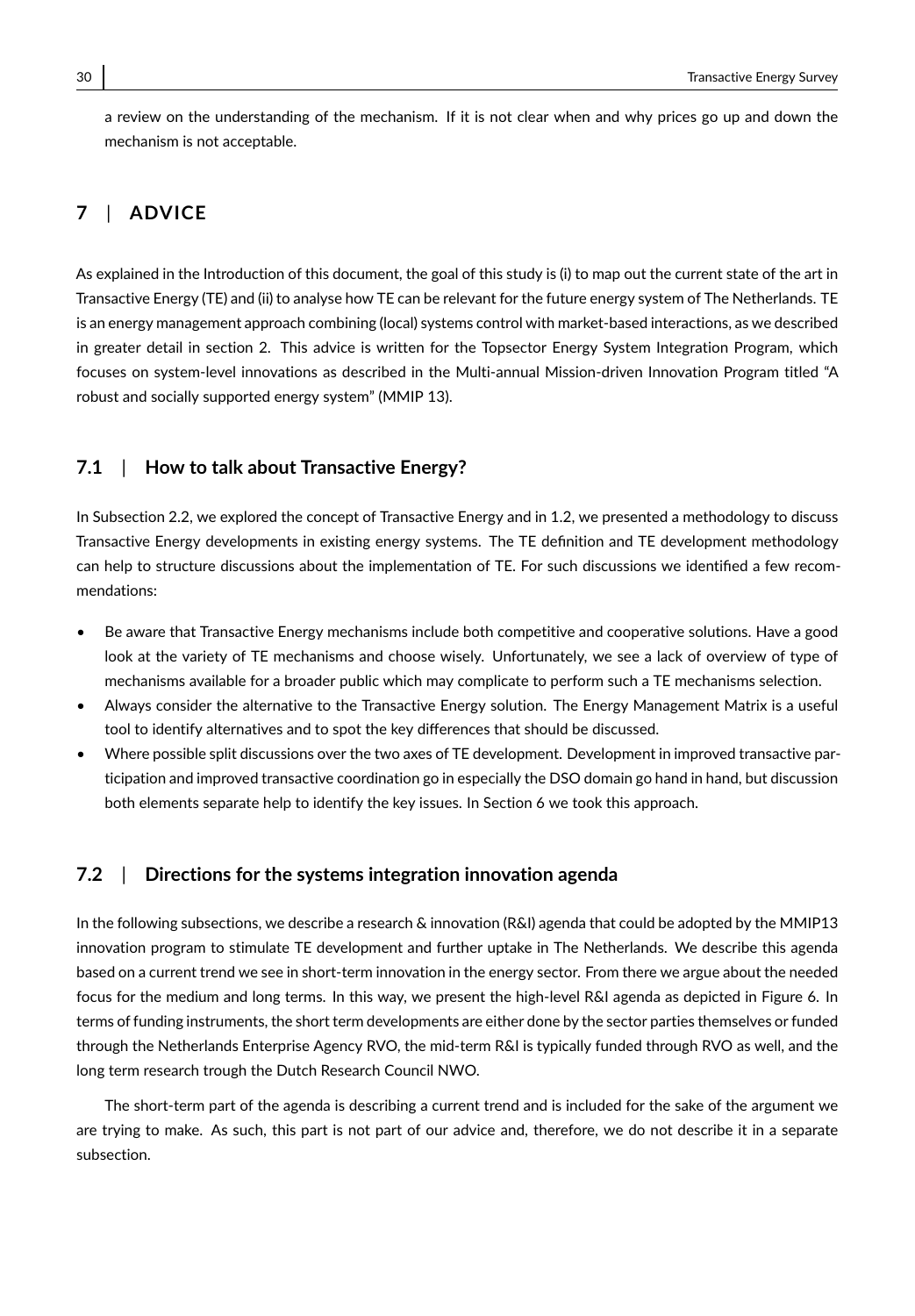a review on the understanding of the mechanism. If it is not clear when and why prices go up and down the mechanism is not acceptable.

# 7 | ADVICE

As explained in the Introduction of this document, the goal of this study is (i) to map out the current state of the art in Transactive Energy (TE) and (ii) to analyse how TE can be relevant for the future energy system of The Netherlands. TE is an energy management approach combining (local) systems control with market-based interactions, as we described in greater detail in section 2. This advice is written for the Topsector Energy System Integration Program, which focuses on system-level innovations as described in the Multi-annual Mission-driven Innovation Program titled "A robust and socially supported energy system" (MMIP 13).

## 7.1 | How to talk about Transactive Energy?

In Subsection 2.2, we explored the concept of Transactive Energy and in 1.2, we presented a methodology to discuss Transactive Energy developments in existing energy systems. The TE definition and TE development methodology can help to structure discussions about the implementation of TE. For such discussions we identified a few recommendations:

- Be aware that Transactive Energy mechanisms include both competitive and cooperative solutions. Have a good look at the variety of TE mechanisms and choose wisely. Unfortunately, we see a lack of overview of type of mechanisms available for a broader public which may complicate to perform such a TE mechanisms selection.
- Always consider the alternative to the Transactive Energy solution. The Energy Management Matrix is a useful tool to identify alternatives and to spot the key differences that should be discussed.
- Where possible split discussions over the two axes of TE development. Development in improved transactive participation and improved transactive coordination go in especially the DSO domain go hand in hand, but discussion both elements separate help to identify the key issues. In Section 6 we took this approach.

## 7.2 | Directions for the systems integration innovation agenda

In the following subsections, we describe a research & innovation (R&I) agenda that could be adopted by the MMIP13 innovation program to stimulate TE development and further uptake in The Netherlands. We describe this agenda based on a current trend we see in short-term innovation in the energy sector. From there we argue about the needed focus for the medium and long terms. In this way, we present the high-level R&I agenda as depicted in Figure 6. In terms of funding instruments, the short term developments are either done by the sector parties themselves or funded through the Netherlands Enterprise Agency RVO, the mid-term R&I is typically funded through RVO as well, and the long term research trough the Dutch Research Council NWO.

The short-term part of the agenda is describing a current trend and is included for the sake of the argument we are trying to make. As such, this part is not part of our advice and, therefore, we do not describe it in a separate subsection.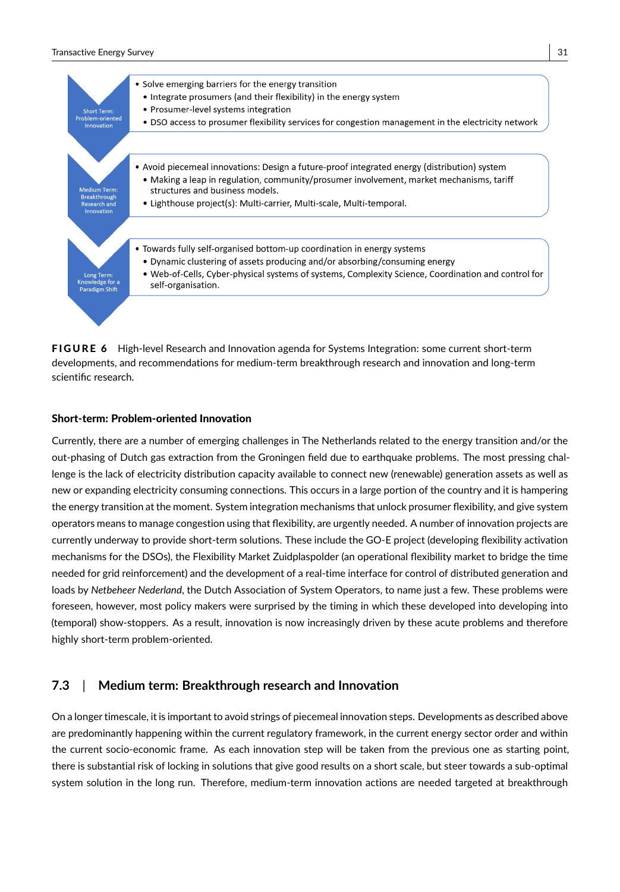Short Term: Problem-oriented Innovation

- Solve emerging barriers for the energy transition
  - Integrate prosumers (and their flexibility) in the energy system
  - Prosumer-level systems integration
  - DSO access to prosumer flexibility services for congestion management in the electricity network

Medium Term: Breakthrough Research and Innovation

- Avoid piecemeal innovations: Design a future-proof integrated energy (distribution) system
  - Making a leap in regulation, community/prosumer involvement, market mechanisms, tariff structures and business models.
  - Lighthouse project(s): Multi-carrier, Multi-scale, Multi-temporal.

Long Term: Knowledge for a Paradigm Shift

- Towards fully self-organised bottom-up coordination in energy systems
  - Dynamic clustering of assets producing and/or absorbing/consuming energy
  - Web-of-Cells, Cyber-physical systems of systems, Complexity Science, Coordination and control for self-organisation.

**FIGURE 6** High-level Research and Innovation agenda for Systems Integration: some current short-term developments, and recommendations for medium-term breakthrough research and innovation and long-term scientific research.

**Short-term: Problem-oriented Innovation**

Currently, there are a number of emerging challenges in The Netherlands related to the energy transition and/or the out-phasing of Dutch gas extraction from the Groningen field due to earthquake problems. The most pressing challenge is the lack of electricity distribution capacity available to connect new (renewable) generation assets as well as new or expanding electricity consuming connections. This occurs in a large portion of the country and it is hampering the energy transition at the moment. System integration mechanisms that unlock prosumer flexibility, and give system operators means to manage congestion using that flexibility, are urgently needed. A number of innovation projects are currently underway to provide short-term solutions. These include the GO-E project (developing flexibility activation mechanisms for the DSOs), the Flexibility Market Zuidplaspolder (an operational flexibility market to bridge the time needed for grid reinforcement) and the development of a real-time interface for control of distributed generation and loads by *Netbeheer Nederland*, the Dutch Association of System Operators, to name just a few. These problems were foreseen, however, most policy makers were surprised by the timing in which these developed into developing into (temporal) show-stoppers. As a result, innovation is now increasingly driven by these acute problems and therefore highly short-term problem-oriented.

## 7.3 | Medium term: Breakthrough research and Innovation

On a longer timescale, it is important to avoid strings of piecemeal innovation steps. Developments as described above are predominantly happening within the current regulatory framework, in the current energy sector order and within the current socio-economic frame. As each innovation step will be taken from the previous one as starting point, there is substantial risk of locking in solutions that give good results on a short scale, but steer towards a sub-optimal system solution in the long run. Therefore, medium-term innovation actions are needed targeted at breakthrough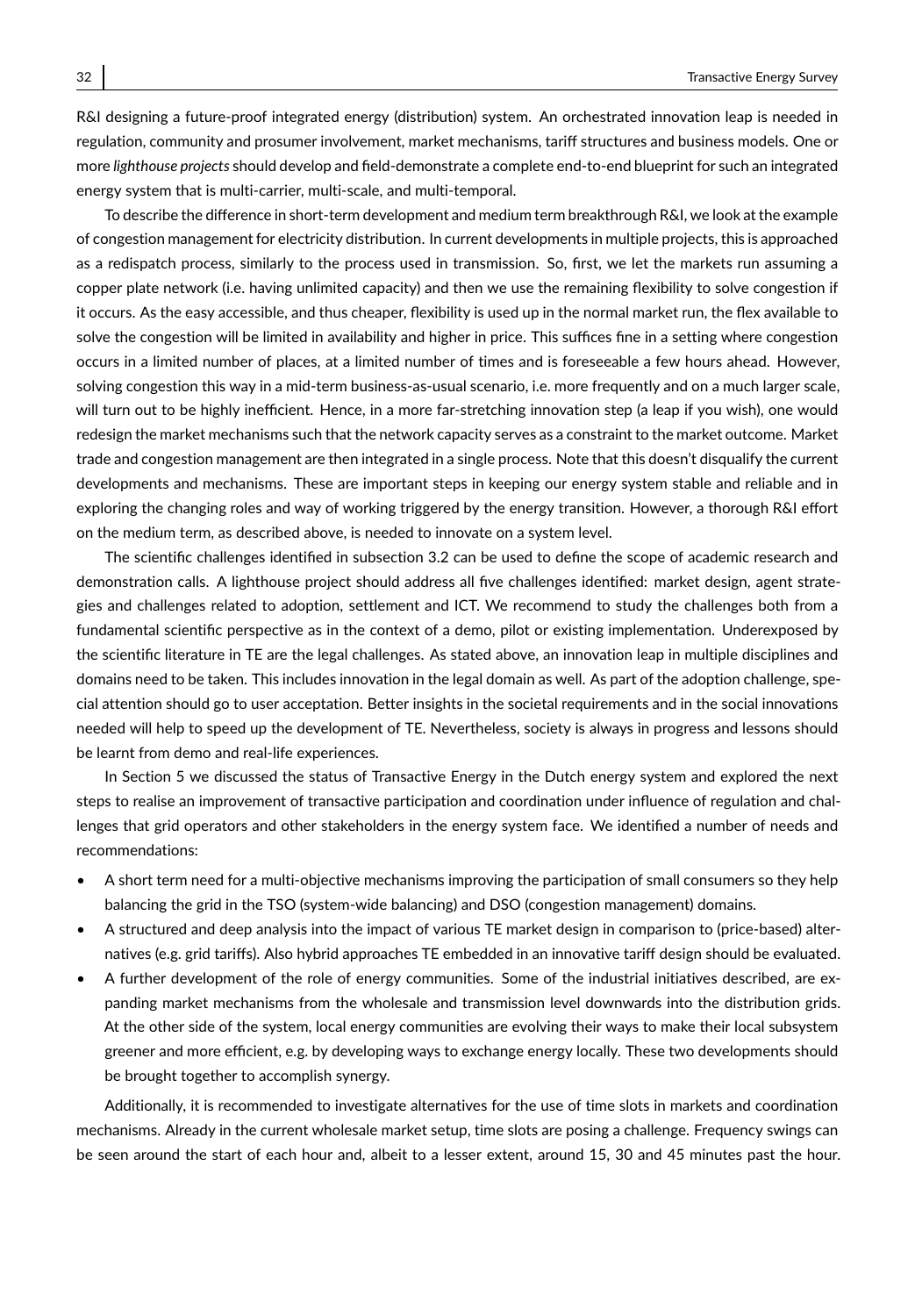R&I designing a future-proof integrated energy (distribution) system. An orchestrated innovation leap is needed in regulation, community and prosumer involvement, market mechanisms, tariff structures and business models. One or more *lighthouse projects* should develop and field-demonstrate a complete end-to-end blueprint for such an integrated energy system that is multi-carrier, multi-scale, and multi-temporal.

To describe the difference in short-term development and medium term breakthrough R&I, we look at the example of congestion management for electricity distribution. In current developments in multiple projects, this is approached as a redispatch process, similarly to the process used in transmission. So, first, we let the markets run assuming a copper plate network (i.e. having unlimited capacity) and then we use the remaining flexibility to solve congestion if it occurs. As the easy accessible, and thus cheaper, flexibility is used up in the normal market run, the flex available to solve the congestion will be limited in availability and higher in price. This suffices fine in a setting where congestion occurs in a limited number of places, at a limited number of times and is foreseeable a few hours ahead. However, solving congestion this way in a mid-term business-as-usual scenario, i.e. more frequently and on a much larger scale, will turn out to be highly inefficient. Hence, in a more far-stretching innovation step (a leap if you wish), one would redesign the market mechanisms such that the network capacity serves as a constraint to the market outcome. Market trade and congestion management are then integrated in a single process. Note that this doesn't disqualify the current developments and mechanisms. These are important steps in keeping our energy system stable and reliable and in exploring the changing roles and way of working triggered by the energy transition. However, a thorough R&I effort on the medium term, as described above, is needed to innovate on a system level.

The scientific challenges identified in subsection 3.2 can be used to define the scope of academic research and demonstration calls. A lighthouse project should address all five challenges identified: market design, agent strategies and challenges related to adoption, settlement and ICT. We recommend to study the challenges both from a fundamental scientific perspective as in the context of a demo, pilot or existing implementation. Underexposed by the scientific literature in TE are the legal challenges. As stated above, an innovation leap in multiple disciplines and domains need to be taken. This includes innovation in the legal domain as well. As part of the adoption challenge, special attention should go to user acceptation. Better insights in the societal requirements and in the social innovations needed will help to speed up the development of TE. Nevertheless, society is always in progress and lessons should be learnt from demo and real-life experiences.

In Section 5 we discussed the status of Transactive Energy in the Dutch energy system and explored the next steps to realise an improvement of transactive participation and coordination under influence of regulation and challenges that grid operators and other stakeholders in the energy system face. We identified a number of needs and recommendations:

- A short term need for a multi-objective mechanisms improving the participation of small consumers so they help balancing the grid in the TSO (system-wide balancing) and DSO (congestion management) domains.
- A structured and deep analysis into the impact of various TE market design in comparison to (price-based) alternatives (e.g. grid tariffs). Also hybrid approaches TE embedded in an innovative tariff design should be evaluated.
- A further development of the role of energy communities. Some of the industrial initiatives described, are expanding market mechanisms from the wholesale and transmission level downwards into the distribution grids. At the other side of the system, local energy communities are evolving their ways to make their local subsystem greener and more efficient, e.g. by developing ways to exchange energy locally. These two developments should be brought together to accomplish synergy.

Additionally, it is recommended to investigate alternatives for the use of time slots in markets and coordination mechanisms. Already in the current wholesale market setup, time slots are posing a challenge. Frequency swings can be seen around the start of each hour and, albeit to a lesser extent, around 15, 30 and 45 minutes past the hour.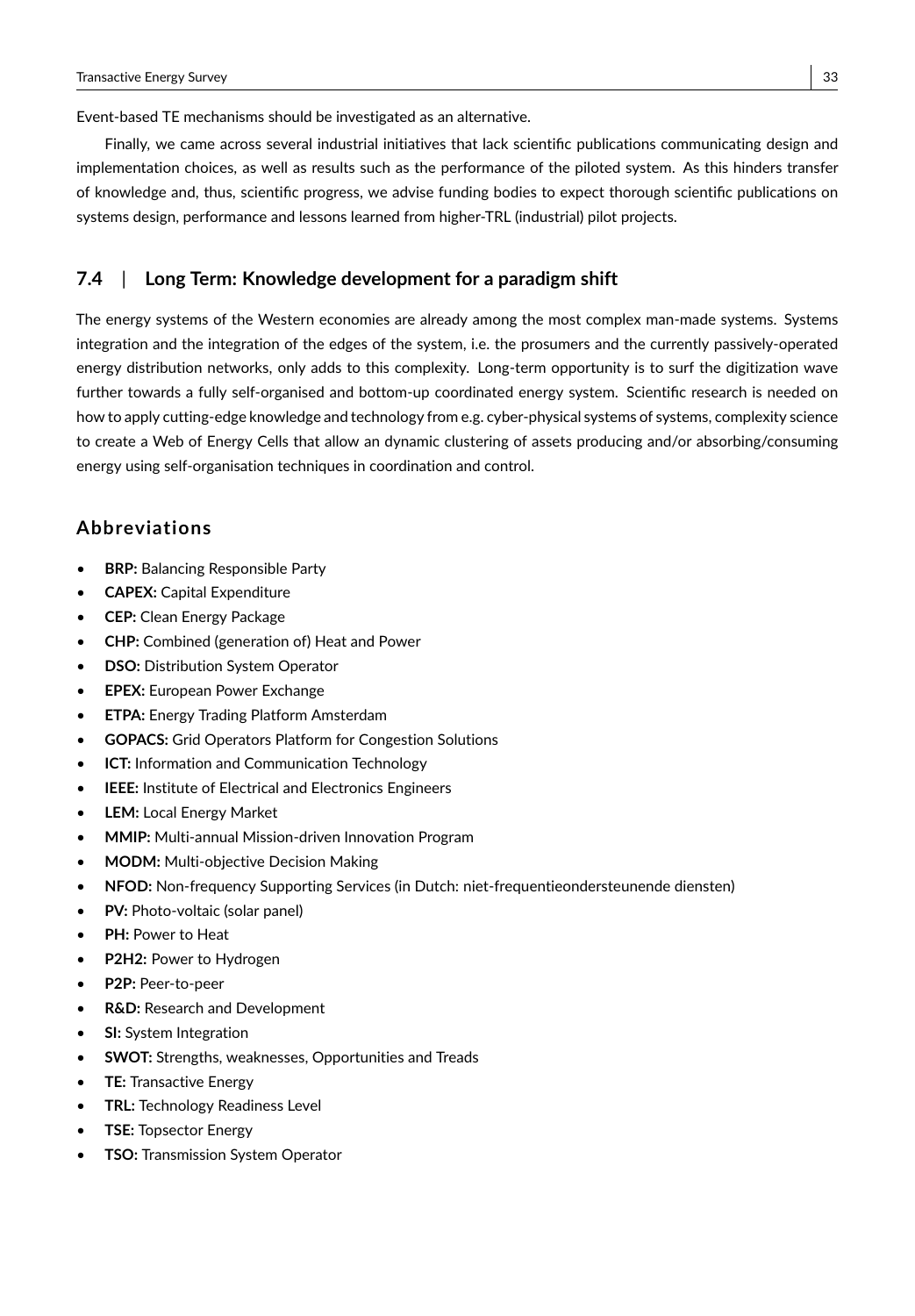Event-based TE mechanisms should be investigated as an alternative.

Finally, we came across several industrial initiatives that lack scientific publications communicating design and implementation choices, as well as results such as the performance of the piloted system. As this hinders transfer of knowledge and, thus, scientific progress, we advise funding bodies to expect thorough scientific publications on systems design, performance and lessons learned from higher-TRL (industrial) pilot projects.

### 7.4 | Long Term: Knowledge development for a paradigm shift

The energy systems of the Western economies are already among the most complex man-made systems. Systems integration and the integration of the edges of the system, i.e. the prosumers and the currently passively-operated energy distribution networks, only adds to this complexity. Long-term opportunity is to surf the digitization wave further towards a fully self-organised and bottom-up coordinated energy system. Scientific research is needed on how to apply cutting-edge knowledge and technology from e.g. cyber-physical systems of systems, complexity science to create a Web of Energy Cells that allow an dynamic clustering of assets producing and/or absorbing/consuming energy using self-organisation techniques in coordination and control.

## Abbreviations

- **BRP:** Balancing Responsible Party
- **CAPEX:** Capital Expenditure
- **CEP:** Clean Energy Package
- **CHP:** Combined (generation of) Heat and Power
- **DSO:** Distribution System Operator
- **EPEX:** European Power Exchange
- **ETPA:** Energy Trading Platform Amsterdam
- **GOPACS:** Grid Operators Platform for Congestion Solutions
- **ICT:** Information and Communication Technology
- **IEEE:** Institute of Electrical and Electronics Engineers
- **LEM:** Local Energy Market
- **MMIP:** Multi-annual Mission-driven Innovation Program
- **MODM:** Multi-objective Decision Making
- **NFOD:** Non-frequency Supporting Services (in Dutch: niet-frequentieondersteunende diensten)
- **PV:** Photo-voltaic (solar panel)
- **PH:** Power to Heat
- **P2H2:** Power to Hydrogen
- **P2P:** Peer-to-peer
- **R&D:** Research and Development
- **SI:** System Integration
- **SWOT:** Strengths, weaknesses, Opportunities and Treads
- **TE:** Transactive Energy
- **TRL:** Technology Readiness Level
- **TSE:** Topsector Energy
- **TSO:** Transmission System Operator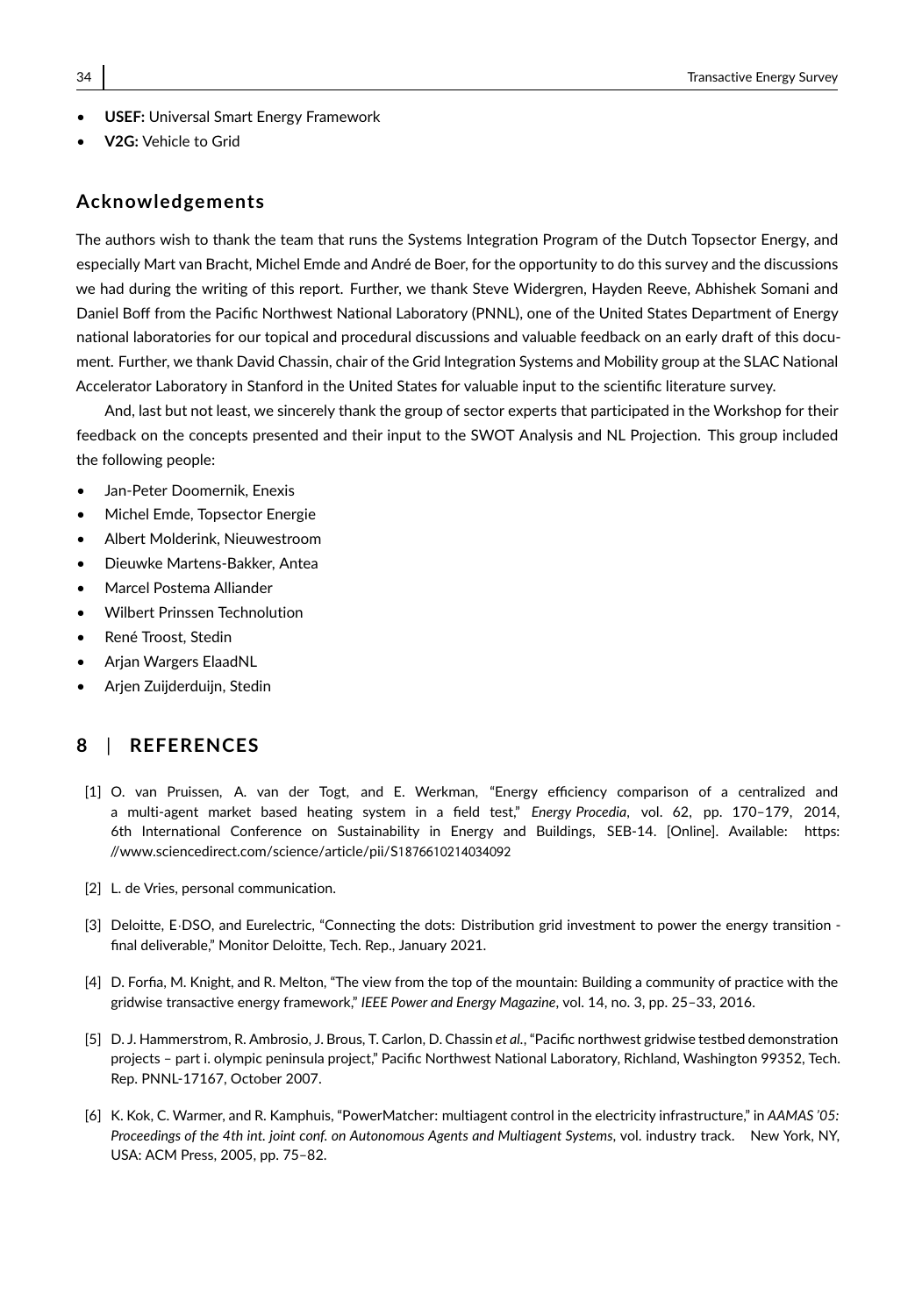- **USEF:** Universal Smart Energy Framework
- **V2G:** Vehicle to Grid

## Acknowledgements

The authors wish to thank the team that runs the Systems Integration Program of the Dutch Topsector Energy, and especially Mart van Bracht, Michel Emde and André de Boer, for the opportunity to do this survey and the discussions we had during the writing of this report. Further, we thank Steve Widergren, Hayden Reeve, Abhishek Somani and Daniel Boff from the Pacific Northwest National Laboratory (PNNL), one of the United States Department of Energy national laboratories for our topical and procedural discussions and valuable feedback on an early draft of this document. Further, we thank David Chassin, chair of the Grid Integration Systems and Mobility group at the SLAC National Accelerator Laboratory in Stanford in the United States for valuable input to the scientific literature survey.

And, last but not least, we sincerely thank the group of sector experts that participated in the Workshop for their feedback on the concepts presented and their input to the SWOT Analysis and NL Projection. This group included the following people:

- Jan-Peter Doomernik, Enexis
- Michel Emde, Topsector Energie
- Albert Molderink, Nieuwestroom
- Dieuwke Martens-Bakker, Antea
- Marcel Postema Alliander
- Wilbert Prinssen Technolution
- René Troost, Stedin
- Arjan Wargers ElaadNL
- Arjen Zuijderduijn, Stedin

# 8 | REFERENCES

[1] O. van Pruissen, A. van der Togt, and E. Werkman, "Energy efficiency comparison of a centralized and a multi-agent market based heating system in a field test," *Energy Procedia*, vol. 62, pp. 170–179, 2014, 6th International Conference on Sustainability in Energy and Buildings, SEB-14. [Online]. Available: https://www.sciencedirect.com/science/article/pii/S1876610214034092

[2] L. de Vries, personal communication.

[3] Deloitte, E.DSO, and Eurelectric, "Connecting the dots: Distribution grid investment to power the energy transition - final deliverable," Monitor Deloitte, Tech. Rep., January 2021.

[4] D. Forfia, M. Knight, and R. Melton, "The view from the top of the mountain: Building a community of practice with the gridwise transactive energy framework," *IEEE Power and Energy Magazine*, vol. 14, no. 3, pp. 25–33, 2016.

[5] D. J. Hammerstrom, R. Ambrosio, J. Brous, T. Carlon, D. Chassin *et al.*, "Pacific northwest gridwise testbed demonstration projects – part i. olympic peninsula project," Pacific Northwest National Laboratory, Richland, Washington 99352, Tech. Rep. PNNL-17167, October 2007.

[6] K. Kok, C. Warmer, and R. Kamphuis, "PowerMatcher: multiagent control in the electricity infrastructure," in *AAMAS '05: Proceedings of the 4th int. joint conf. on Autonomous Agents and Multiagent Systems*, vol. industry track. New York, NY, USA: ACM Press, 2005, pp. 75–82.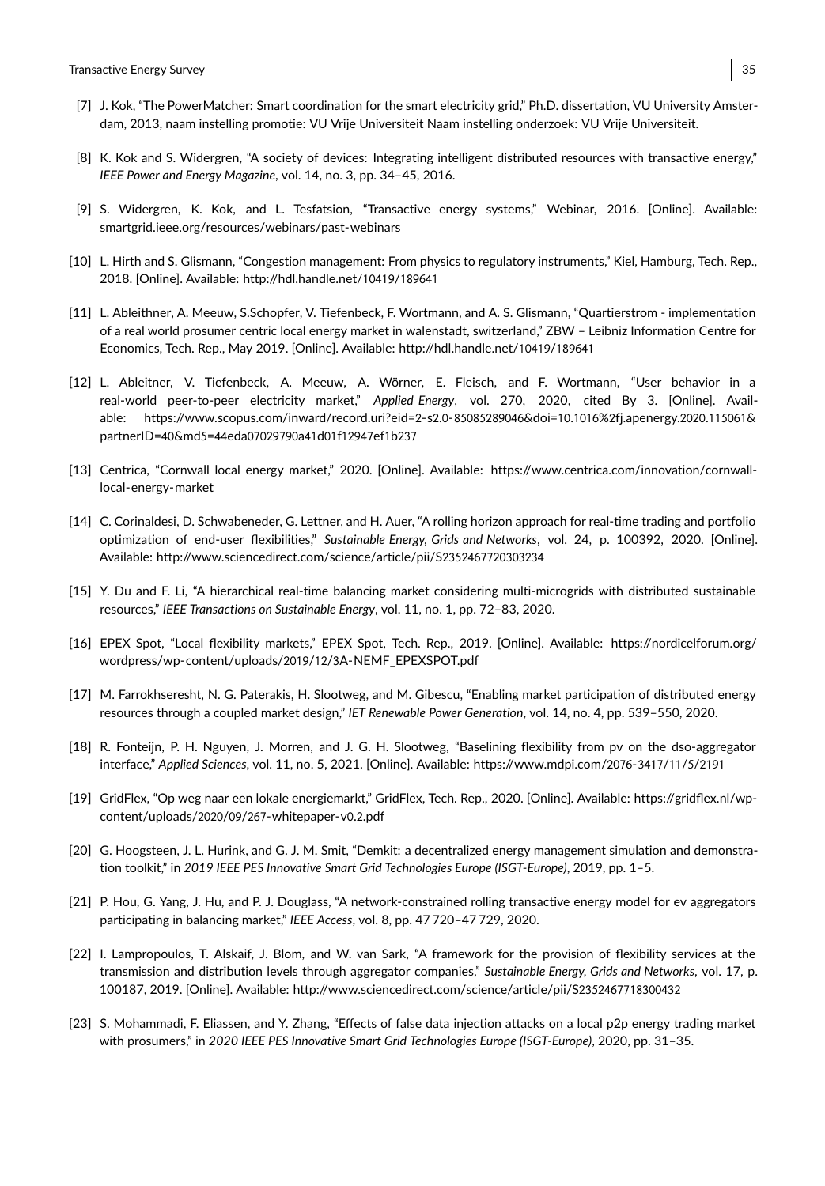[7] J. Kok, "The PowerMatcher: Smart coordination for the smart electricity grid," Ph.D. dissertation, VU University Amsterdam, 2013, naam instelling promotie: VU Vrije Universiteit Naam instelling onderzoek: VU Vrije Universiteit.

[8] K. Kok and S. Widergren, "A society of devices: Integrating intelligent distributed resources with transactive energy," *IEEE Power and Energy Magazine*, vol. 14, no. 3, pp. 34–45, 2016.

[9] S. Widergren, K. Kok, and L. Tesfatsion, "Transactive energy systems," Webinar, 2016. [Online]. Available: smartgrid.ieee.org/resources/webinars/past-webinars

[10] L. Hirth and S. Glismann, "Congestion management: From physics to regulatory instruments," Kiel, Hamburg, Tech. Rep., 2018. [Online]. Available: http://hdl.handle.net/10419/189641

[11] L. Ableithner, A. Meeuw, S.Schopfer, V. Tiefenbeck, F. Wortmann, and A. S. Glismann, "Quartierstrom - implementation of a real world prosumer centric local energy market in walenstadt, switzerland," ZBW – Leibniz Information Centre for Economics, Tech. Rep., May 2019. [Online]. Available: http://hdl.handle.net/10419/189641

[12] L. Ableitner, V. Tiefenbeck, A. Meeuw, A. Wörner, E. Fleisch, and F. Wortmann, "User behavior in a real-world peer-to-peer electricity market," *Applied Energy*, vol. 270, 2020, cited By 3. [Online]. Available: https://www.scopus.com/inward/record.uri?eid=2-s2.0-85085289046&doi=10.1016%2fj.apenergy.2020.115061&partnerID=40&md5=44eda07029790a41d01f12947ef1b237

[13] Centrica, "Cornwall local energy market," 2020. [Online]. Available: https://www.centrica.com/innovation/cornwall-local-energy-market

[14] C. Corinaldesi, D. Schwabeneder, G. Lettner, and H. Auer, "A rolling horizon approach for real-time trading and portfolio optimization of end-user flexibilities," *Sustainable Energy, Grids and Networks*, vol. 24, p. 100392, 2020. [Online]. Available: http://www.sciencedirect.com/science/article/pii/S2352467720303234

[15] Y. Du and F. Li, "A hierarchical real-time balancing market considering multi-microgrids with distributed sustainable resources," *IEEE Transactions on Sustainable Energy*, vol. 11, no. 1, pp. 72–83, 2020.

[16] EPEX Spot, "Local flexibility markets," EPEX Spot, Tech. Rep., 2019. [Online]. Available: https://nordicelforum.org/wordpress/wp-content/uploads/2019/12/3A-NEMF_EPEXSPOT.pdf

[17] M. Farrokhseresht, N. G. Paterakis, H. Slootweg, and M. Gibescu, "Enabling market participation of distributed energy resources through a coupled market design," *IET Renewable Power Generation*, vol. 14, no. 4, pp. 539–550, 2020.

[18] R. Fonteijn, P. H. Nguyen, J. Morren, and J. G. H. Slootweg, "Baselining flexibility from pv on the dso-aggregator interface," *Applied Sciences*, vol. 11, no. 5, 2021. [Online]. Available: https://www.mdpi.com/2076-3417/11/5/2191

[19] GridFlex, "Op weg naar een lokale energiemarkt," GridFlex, Tech. Rep., 2020. [Online]. Available: https://gridflex.nl/wp-content/uploads/2020/09/267-whitepaper-v0.2.pdf

[20] G. Hoogsteen, J. L. Hurink, and G. J. M. Smit, "Demkit: a decentralized energy management simulation and demonstration toolkit," in *2019 IEEE PES Innovative Smart Grid Technologies Europe (ISGT-Europe)*, 2019, pp. 1–5.

[21] P. Hou, G. Yang, J. Hu, and P. J. Douglass, "A network-constrained rolling transactive energy model for ev aggregators participating in balancing market," *IEEE Access*, vol. 8, pp. 47 720–47 729, 2020.

[22] I. Lampropoulos, T. Alskaif, J. Blom, and W. van Sark, "A framework for the provision of flexibility services at the transmission and distribution levels through aggregator companies," *Sustainable Energy, Grids and Networks*, vol. 17, p. 100187, 2019. [Online]. Available: http://www.sciencedirect.com/science/article/pii/S2352467718300432

[23] S. Mohammadi, F. Eliassen, and Y. Zhang, "Effects of false data injection attacks on a local p2p energy trading market with prosumers," in *2020 IEEE PES Innovative Smart Grid Technologies Europe (ISGT-Europe)*, 2020, pp. 31–35.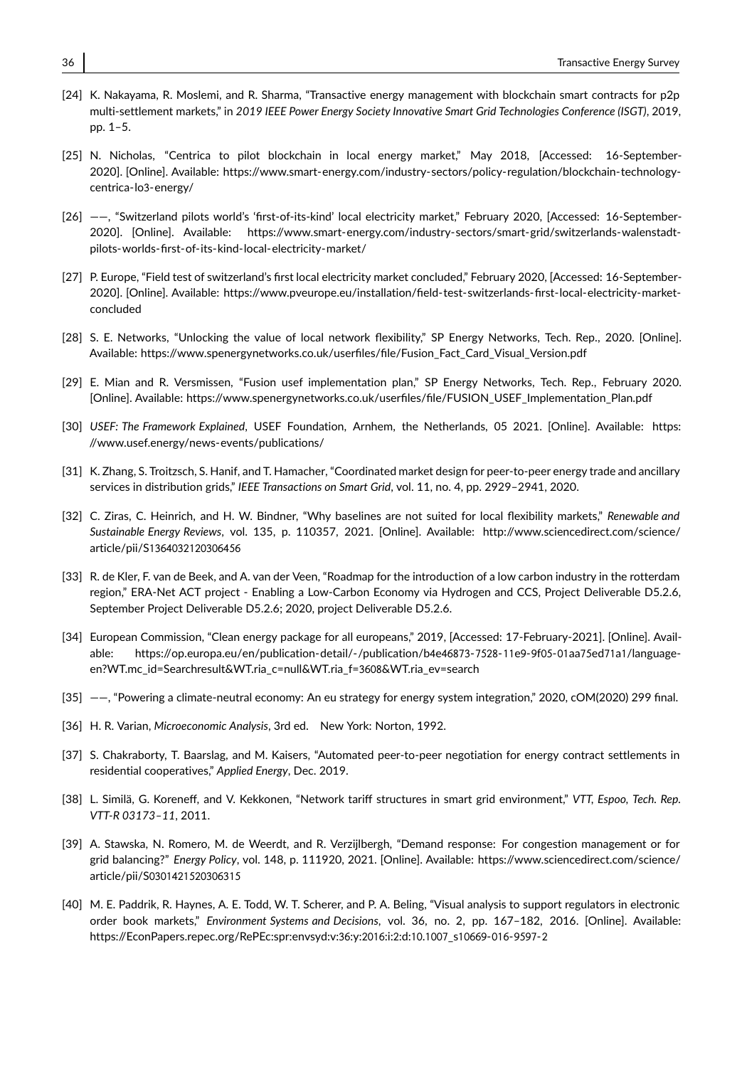[24] K. Nakayama, R. Moslemi, and R. Sharma, "Transactive energy management with blockchain smart contracts for p2p multi-settlement markets," in *2019 IEEE Power Energy Society Innovative Smart Grid Technologies Conference (ISGT)*, 2019, pp. 1–5.

[25] N. Nicholas, "Centrica to pilot blockchain in local energy market," May 2018, [Accessed: 16-September-2020]. [Online]. Available: https://www.smart-energy.com/industry-sectors/policy-regulation/blockchain-technology-centrica-lo3-energy/

[26] ——, "Switzerland pilots world's 'first-of-its-kind' local electricity market," February 2020, [Accessed: 16-September-2020]. [Online]. Available: https://www.smart-energy.com/industry-sectors/smart-grid/switzerlands-walenstadt-pilots-worlds-first-of-its-kind-local-electricity-market/

[27] P. Europe, "Field test of switzerland's first local electricity market concluded," February 2020, [Accessed: 16-September-2020]. [Online]. Available: https://www.pveurope.eu/installation/field-test-switzerlands-first-local-electricity-market-concluded

[28] S. E. Networks, "Unlocking the value of local network flexibility," SP Energy Networks, Tech. Rep., 2020. [Online]. Available: https://www.spenergynetworks.co.uk/userfiles/file/Fusion_Fact_Card_Visual_Version.pdf

[29] E. Mian and R. Versmissen, "Fusion usef implementation plan," SP Energy Networks, Tech. Rep., February 2020. [Online]. Available: https://www.spenergynetworks.co.uk/userfiles/file/FUSION_USEF_Implementation_Plan.pdf

[30] *USEF: The Framework Explained*, USEF Foundation, Arnhem, the Netherlands, 05 2021. [Online]. Available: https://www.usef.energy/news-events/publications/

[31] K. Zhang, S. Troitzsch, S. Hanif, and T. Hamacher, "Coordinated market design for peer-to-peer energy trade and ancillary services in distribution grids," *IEEE Transactions on Smart Grid*, vol. 11, no. 4, pp. 2929–2941, 2020.

[32] C. Ziras, C. Heinrich, and H. W. Bindner, "Why baselines are not suited for local flexibility markets," *Renewable and Sustainable Energy Reviews*, vol. 135, p. 110357, 2021. [Online]. Available: http://www.sciencedirect.com/science/article/pii/S1364032120306456

[33] R. de Kler, F. van de Beek, and A. van der Veen, "Roadmap for the introduction of a low carbon industry in the rotterdam region," ERA-Net ACT project - Enabling a Low-Carbon Economy via Hydrogen and CCS, Project Deliverable D5.2.6, September Project Deliverable D5.2.6; 2020, project Deliverable D5.2.6.

[34] European Commission, "Clean energy package for all europeans," 2019, [Accessed: 17-February-2021]. [Online]. Available: https://op.europa.eu/en/publication-detail/-/publication/b4e46873-7528-11e9-9f05-01aa75ed71a1/language-en?WT.mc_id=Searchresult&WT.ria_c=null&WT.ria_f=3608&WT.ria_ev=search

[35] ——, "Powering a climate-neutral economy: An eu strategy for energy system integration," 2020, cOM(2020) 299 final.

[36] H. R. Varian, *Microeconomic Analysis*, 3rd ed. New York: Norton, 1992.

[37] S. Chakraborty, T. Baarslag, and M. Kaisers, "Automated peer-to-peer negotiation for energy contract settlements in residential cooperatives," *Applied Energy*, Dec. 2019.

[38] L. Similä, G. Koreneff, and V. Kekkonen, "Network tariff structures in smart grid environment," *VTT, Espoo, Tech. Rep. VTT-R 03173–11*, 2011.

[39] A. Stawska, N. Romero, M. de Weerdt, and R. Verzijlbergh, "Demand response: For congestion management or for grid balancing?" *Energy Policy*, vol. 148, p. 111920, 2021. [Online]. Available: https://www.sciencedirect.com/science/article/pii/S0301421520306315

[40] M. E. Paddrik, R. Haynes, A. E. Todd, W. T. Scherer, and P. A. Beling, "Visual analysis to support regulators in electronic order book markets," *Environment Systems and Decisions*, vol. 36, no. 2, pp. 167–182, 2016. [Online]. Available: https://EconPapers.repec.org/RePEc:spr:envsyd:v:36:y:2016:i:2:d:10.1007_s10669-016-9597-2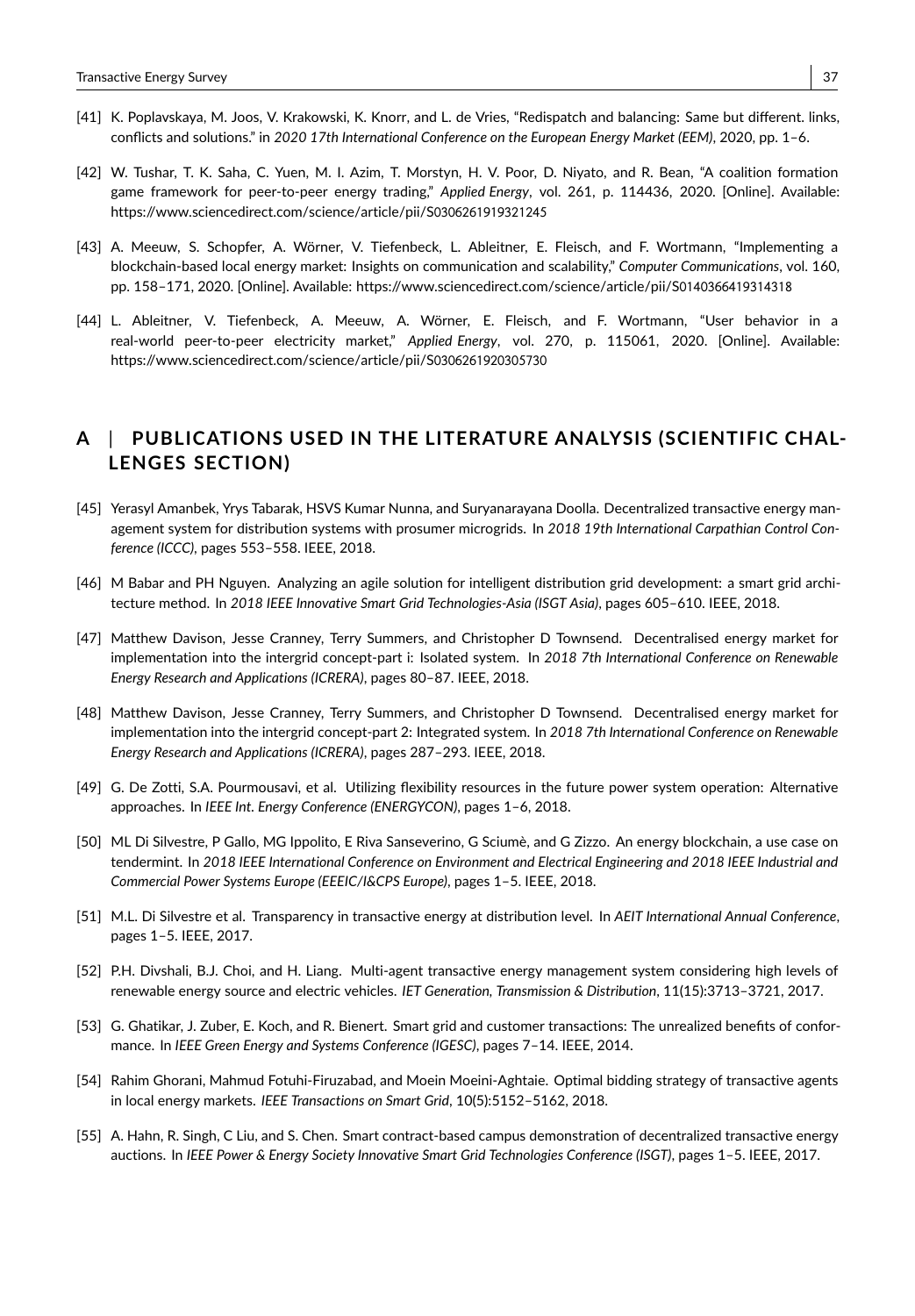[41] K. Poplavskaya, M. Joos, V. Krakowski, K. Knorr, and L. de Vries, "Redispatch and balancing: Same but different. links, conflicts and solutions." in *2020 17th International Conference on the European Energy Market (EEM)*, 2020, pp. 1–6.

[42] W. Tushar, T. K. Saha, C. Yuen, M. I. Azim, T. Morstyn, H. V. Poor, D. Niyato, and R. Bean, "A coalition formation game framework for peer-to-peer energy trading," *Applied Energy*, vol. 261, p. 114436, 2020. [Online]. Available: https://www.sciencedirect.com/science/article/pii/S0306261919321245

[43] A. Meeuw, S. Schopfer, A. Wörner, V. Tiefenbeck, L. Ableitner, E. Fleisch, and F. Wortmann, "Implementing a blockchain-based local energy market: Insights on communication and scalability," *Computer Communications*, vol. 160, pp. 158–171, 2020. [Online]. Available: https://www.sciencedirect.com/science/article/pii/S0140366419314318

[44] L. Ableitner, V. Tiefenbeck, A. Meeuw, A. Wörner, E. Fleisch, and F. Wortmann, "User behavior in a real-world peer-to-peer electricity market," *Applied Energy*, vol. 270, p. 115061, 2020. [Online]. Available: https://www.sciencedirect.com/science/article/pii/S0306261920305730

## A | PUBLICATIONS USED IN THE LITERATURE ANALYSIS (SCIENTIFIC CHALLENGES SECTION)

[45] Yerasyl Amanbek, Yrys Tabarak, HSVS Kumar Nunna, and Suryanarayana Doolla. Decentralized transactive energy management system for distribution systems with prosumer microgrids. In *2018 19th International Carpathian Control Conference (ICCC)*, pages 553–558. IEEE, 2018.

[46] M Babar and PH Nguyen. Analyzing an agile solution for intelligent distribution grid development: a smart grid architecture method. In *2018 IEEE Innovative Smart Grid Technologies-Asia (ISGT Asia)*, pages 605–610. IEEE, 2018.

[47] Matthew Davison, Jesse Cranney, Terry Summers, and Christopher D Townsend. Decentralised energy market for implementation into the intergrid concept-part i: Isolated system. In *2018 7th International Conference on Renewable Energy Research and Applications (ICRERA)*, pages 80–87. IEEE, 2018.

[48] Matthew Davison, Jesse Cranney, Terry Summers, and Christopher D Townsend. Decentralised energy market for implementation into the intergrid concept-part 2: Integrated system. In *2018 7th International Conference on Renewable Energy Research and Applications (ICRERA)*, pages 287–293. IEEE, 2018.

[49] G. De Zotti, S.A. Pourmousavi, et al. Utilizing flexibility resources in the future power system operation: Alternative approaches. In *IEEE Int. Energy Conference (ENERGYCON)*, pages 1–6, 2018.

[50] ML Di Silvestre, P Gallo, MG Ippolito, E Riva Sanseverino, G Sciumè, and G Zizzo. An energy blockchain, a use case on tendermint. In *2018 IEEE International Conference on Environment and Electrical Engineering and 2018 IEEE Industrial and Commercial Power Systems Europe (EEEIC/I&CPS Europe)*, pages 1–5. IEEE, 2018.

[51] M.L. Di Silvestre et al. Transparency in transactive energy at distribution level. In *AEIT International Annual Conference*, pages 1–5. IEEE, 2017.

[52] P.H. Divshali, B.J. Choi, and H. Liang. Multi-agent transactive energy management system considering high levels of renewable energy source and electric vehicles. *IET Generation, Transmission & Distribution*, 11(15):3713–3721, 2017.

[53] G. Ghatikar, J. Zuber, E. Koch, and R. Bienert. Smart grid and customer transactions: The unrealized benefits of conformance. In *IEEE Green Energy and Systems Conference (IGESC)*, pages 7–14. IEEE, 2014.

[54] Rahim Ghorani, Mahmud Fotuhi-Firuzabad, and Moein Moeini-Aghtaie. Optimal bidding strategy of transactive agents in local energy markets. *IEEE Transactions on Smart Grid*, 10(5):5152–5162, 2018.

[55] A. Hahn, R. Singh, C Liu, and S. Chen. Smart contract-based campus demonstration of decentralized transactive energy auctions. In *IEEE Power & Energy Society Innovative Smart Grid Technologies Conference (ISGT)*, pages 1–5. IEEE, 2017.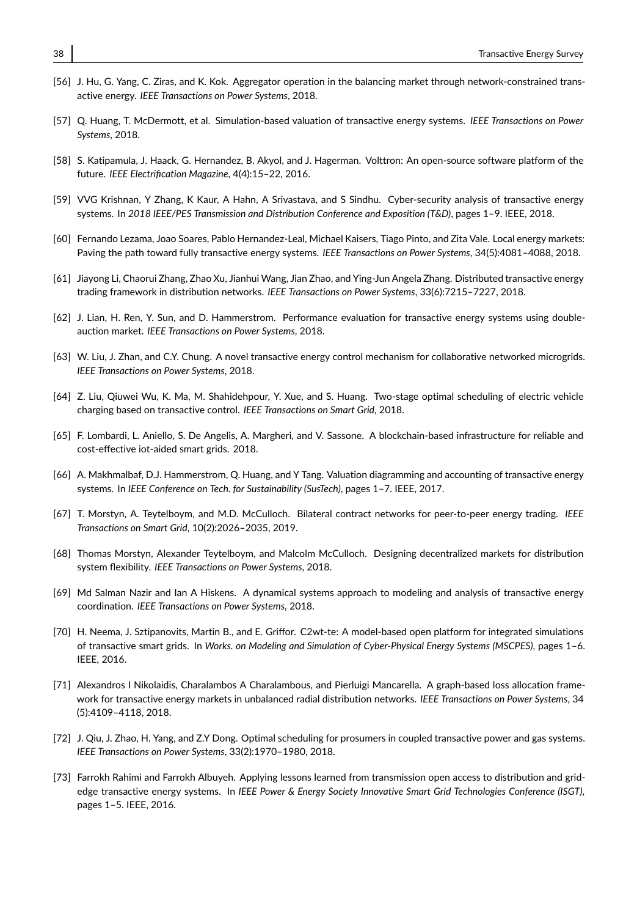[56] J. Hu, G. Yang, C. Ziras, and K. Kok. Aggregator operation in the balancing market through network-constrained transactive energy. *IEEE Transactions on Power Systems*, 2018.

[57] Q. Huang, T. McDermott, et al. Simulation-based valuation of transactive energy systems. *IEEE Transactions on Power Systems*, 2018.

[58] S. Katipamula, J. Haack, G. Hernandez, B. Akyol, and J. Hagerman. Volttron: An open-source software platform of the future. *IEEE Electrification Magazine*, 4(4):15–22, 2016.

[59] VVG Krishnan, Y Zhang, K Kaur, A Hahn, A Srivastava, and S Sindhu. Cyber-security analysis of transactive energy systems. In *2018 IEEE/PES Transmission and Distribution Conference and Exposition (T&D)*, pages 1–9. IEEE, 2018.

[60] Fernando Lezama, Joao Soares, Pablo Hernandez-Leal, Michael Kaisers, Tiago Pinto, and Zita Vale. Local energy markets: Paving the path toward fully transactive energy systems. *IEEE Transactions on Power Systems*, 34(5):4081–4088, 2018.

[61] Jiayong Li, Chaorui Zhang, Zhao Xu, Jianhui Wang, Jian Zhao, and Ying-Jun Angela Zhang. Distributed transactive energy trading framework in distribution networks. *IEEE Transactions on Power Systems*, 33(6):7215–7227, 2018.

[62] J. Lian, H. Ren, Y. Sun, and D. Hammerstrom. Performance evaluation for transactive energy systems using double-auction market. *IEEE Transactions on Power Systems*, 2018.

[63] W. Liu, J. Zhan, and C.Y. Chung. A novel transactive energy control mechanism for collaborative networked microgrids. *IEEE Transactions on Power Systems*, 2018.

[64] Z. Liu, Qiuwei Wu, K. Ma, M. Shahidehpour, Y. Xue, and S. Huang. Two-stage optimal scheduling of electric vehicle charging based on transactive control. *IEEE Transactions on Smart Grid*, 2018.

[65] F. Lombardi, L. Aniello, S. De Angelis, A. Margheri, and V. Sassone. A blockchain-based infrastructure for reliable and cost-effective iot-aided smart grids. 2018.

[66] A. Makhmalbaf, D.J. Hammerstrom, Q. Huang, and Y Tang. Valuation diagramming and accounting of transactive energy systems. In *IEEE Conference on Tech. for Sustainability (SusTech)*, pages 1–7. IEEE, 2017.

[67] T. Morstyn, A. Teytelboym, and M.D. McCulloch. Bilateral contract networks for peer-to-peer energy trading. *IEEE Transactions on Smart Grid*, 10(2):2026–2035, 2019.

[68] Thomas Morstyn, Alexander Teytelboym, and Malcolm McCulloch. Designing decentralized markets for distribution system flexibility. *IEEE Transactions on Power Systems*, 2018.

[69] Md Salman Nazir and Ian A Hiskens. A dynamical systems approach to modeling and analysis of transactive energy coordination. *IEEE Transactions on Power Systems*, 2018.

[70] H. Neema, J. Sztipanovits, Martin B., and E. Griffor. C2wt-te: A model-based open platform for integrated simulations of transactive smart grids. In *Works. on Modeling and Simulation of Cyber-Physical Energy Systems (MSCPES)*, pages 1–6. IEEE, 2016.

[71] Alexandros I Nikolaidis, Charalambos A Charalambous, and Pierluigi Mancarella. A graph-based loss allocation framework for transactive energy markets in unbalanced radial distribution networks. *IEEE Transactions on Power Systems*, 34 (5):4109–4118, 2018.

[72] J. Qiu, J. Zhao, H. Yang, and Z.Y Dong. Optimal scheduling for prosumers in coupled transactive power and gas systems. *IEEE Transactions on Power Systems*, 33(2):1970–1980, 2018.

[73] Farrokh Rahimi and Farrokh Albuyeh. Applying lessons learned from transmission open access to distribution and grid-edge transactive energy systems. In *IEEE Power & Energy Society Innovative Smart Grid Technologies Conference (ISGT)*, pages 1–5. IEEE, 2016.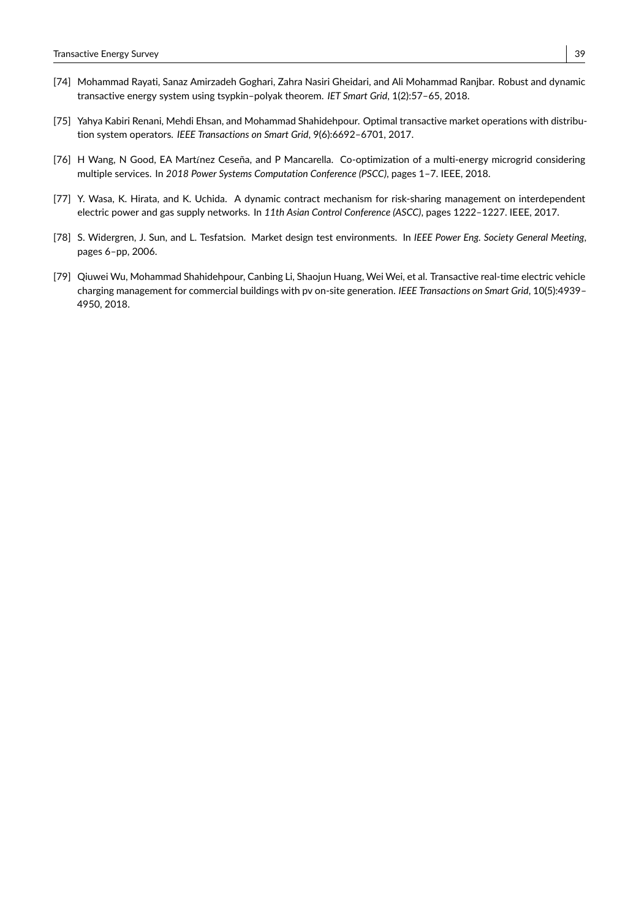[74] Mohammad Rayati, Sanaz Amirzadeh Goghari, Zahra Nasiri Gheidari, and Ali Mohammad Ranjbar. Robust and dynamic transactive energy system using tsypkin–polyak theorem. *IET Smart Grid*, 1(2):57–65, 2018.

[75] Yahya Kabiri Renani, Mehdi Ehsan, and Mohammad Shahidehpour. Optimal transactive market operations with distribution system operators. *IEEE Transactions on Smart Grid*, 9(6):6692–6701, 2017.

[76] H Wang, N Good, EA Martínez Ceseña, and P Mancarella. Co-optimization of a multi-energy microgrid considering multiple services. In *2018 Power Systems Computation Conference (PSCC)*, pages 1–7. IEEE, 2018.

[77] Y. Wasa, K. Hirata, and K. Uchida. A dynamic contract mechanism for risk-sharing management on interdependent electric power and gas supply networks. In *11th Asian Control Conference (ASCC)*, pages 1222–1227. IEEE, 2017.

[78] S. Widergren, J. Sun, and L. Tesfatsion. Market design test environments. In *IEEE Power Eng. Society General Meeting*, pages 6–pp, 2006.

[79] Qiuwei Wu, Mohammad Shahidehpour, Canbing Li, Shaojun Huang, Wei Wei, et al. Transactive real-time electric vehicle charging management for commercial buildings with pv on-site generation. *IEEE Transactions on Smart Grid*, 10(5):4939–4950, 2018.